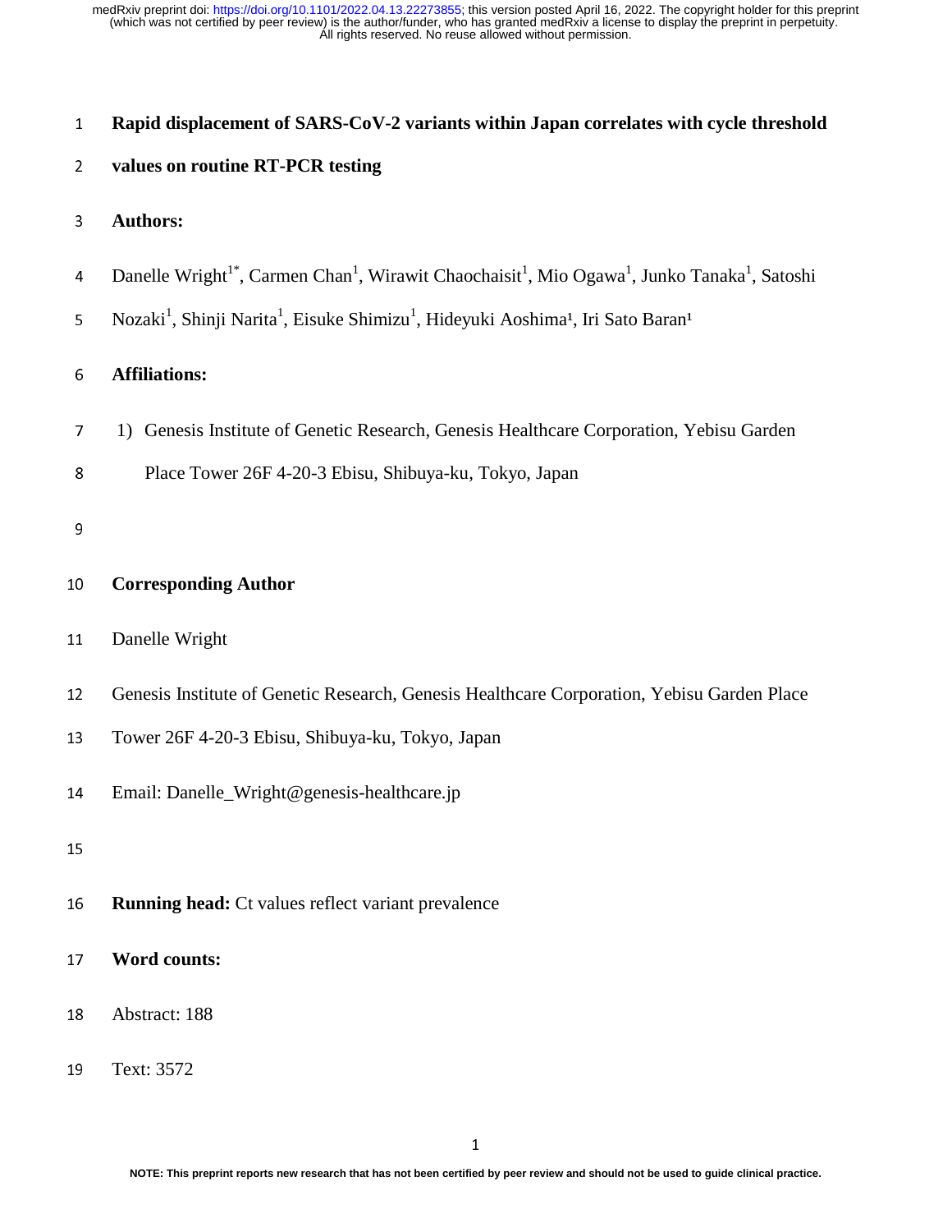# Rapid displacement of SARS-CoV-2 variants within Japan correlates with cycle threshold values on routine RT-PCR testing

**Authors:**

Danelle Wright[1*], Carmen Chan[1], Wirawit Chaochaisit[1], Mio Ogawa[1], Junko Tanaka[1], Satoshi Nozaki[1], Shinji Narita[1], Eisuke Shimizu[1], Hideyuki Aoshima[1], Iri Sato Baran[1]

**Affiliations:**

1) Genesis Institute of Genetic Research, Genesis Healthcare Corporation, Yebisu Garden Place Tower 26F 4-20-3 Ebisu, Shibuya-ku, Tokyo, Japan

**Corresponding Author**

Danelle Wright

Genesis Institute of Genetic Research, Genesis Healthcare Corporation, Yebisu Garden Place Tower 26F 4-20-3 Ebisu, Shibuya-ku, Tokyo, Japan

Email: Danelle_Wright@genesis-healthcare.jp

**Running head:** Ct values reflect variant prevalence

**Word counts:**

Abstract: 188

Text: 3572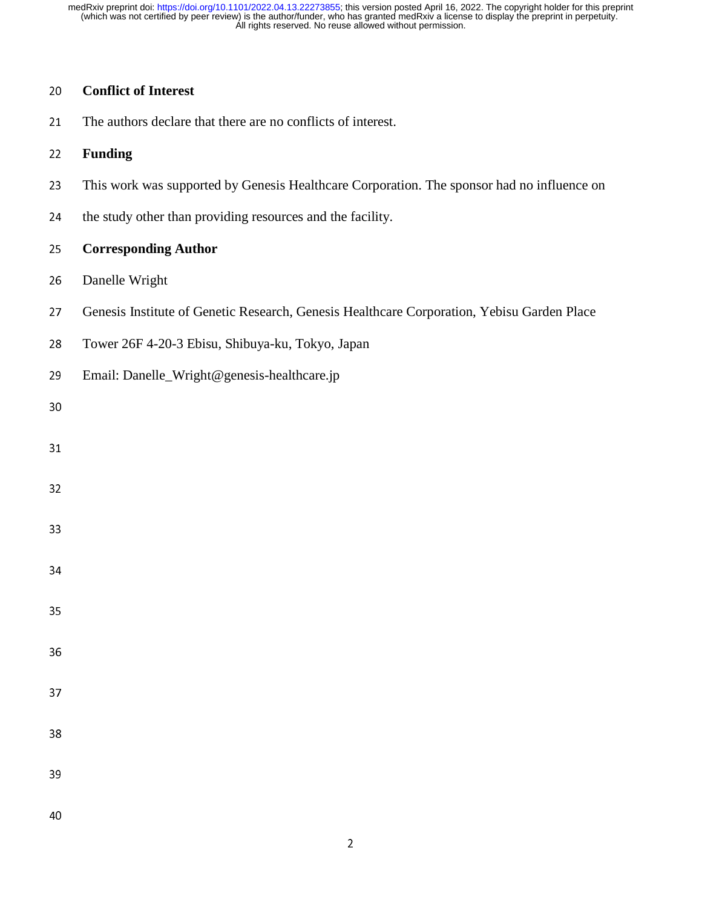## Conflict of Interest

The authors declare that there are no conflicts of interest.

## Funding

This work was supported by Genesis Healthcare Corporation. The sponsor had no influence on the study other than providing resources and the facility.

## Corresponding Author

Danelle Wright

Genesis Institute of Genetic Research, Genesis Healthcare Corporation, Yebisu Garden Place Tower 26F 4-20-3 Ebisu, Shibuya-ku, Tokyo, Japan

Email: Danelle_Wright@genesis-healthcare.jp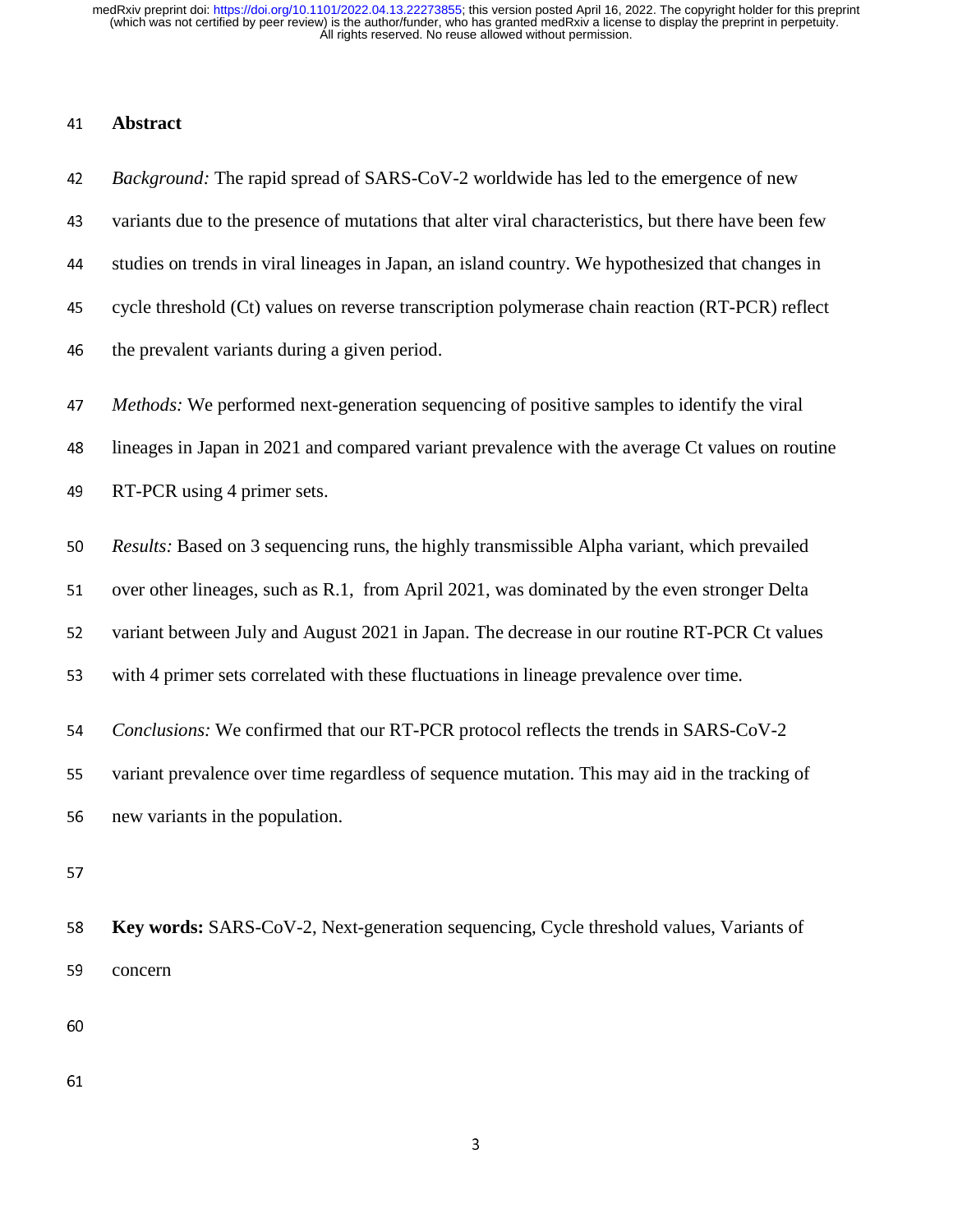## Abstract

*Background:* The rapid spread of SARS-CoV-2 worldwide has led to the emergence of new variants due to the presence of mutations that alter viral characteristics, but there have been few studies on trends in viral lineages in Japan, an island country. We hypothesized that changes in cycle threshold (Ct) values on reverse transcription polymerase chain reaction (RT-PCR) reflect the prevalent variants during a given period.

*Methods:* We performed next-generation sequencing of positive samples to identify the viral lineages in Japan in 2021 and compared variant prevalence with the average Ct values on routine RT-PCR using 4 primer sets.

*Results:* Based on 3 sequencing runs, the highly transmissible Alpha variant, which prevailed over other lineages, such as R.1, from April 2021, was dominated by the even stronger Delta variant between July and August 2021 in Japan. The decrease in our routine RT-PCR Ct values with 4 primer sets correlated with these fluctuations in lineage prevalence over time.

*Conclusions:* We confirmed that our RT-PCR protocol reflects the trends in SARS-CoV-2 variant prevalence over time regardless of sequence mutation. This may aid in the tracking of new variants in the population.

**Key words:** SARS-CoV-2, Next-generation sequencing, Cycle threshold values, Variants of concern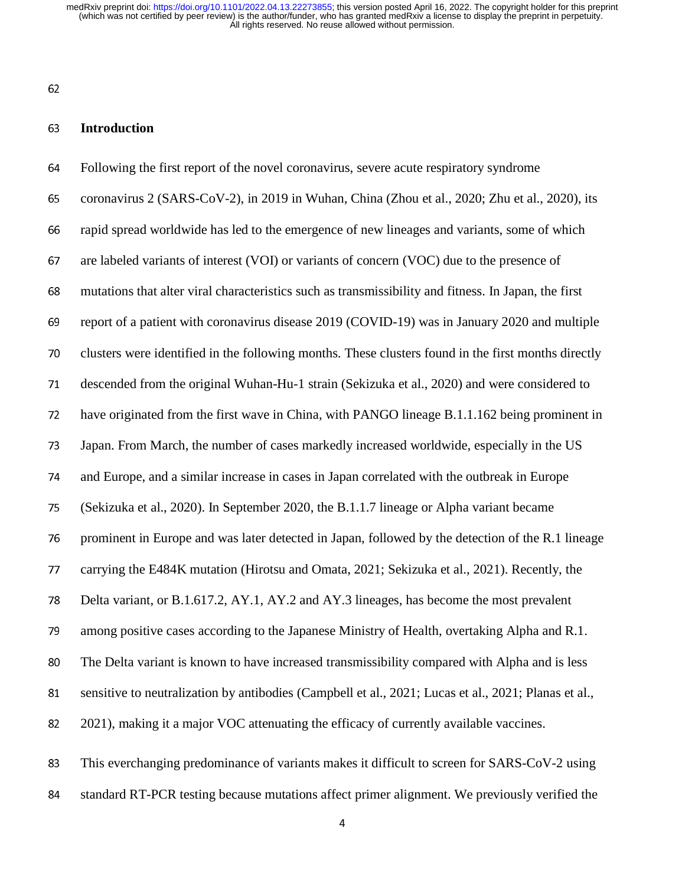## Introduction

Following the first report of the novel coronavirus, severe acute respiratory syndrome coronavirus 2 (SARS-CoV-2), in 2019 in Wuhan, China (Zhou et al., 2020; Zhu et al., 2020), its rapid spread worldwide has led to the emergence of new lineages and variants, some of which are labeled variants of interest (VOI) or variants of concern (VOC) due to the presence of mutations that alter viral characteristics such as transmissibility and fitness. In Japan, the first report of a patient with coronavirus disease 2019 (COVID-19) was in January 2020 and multiple clusters were identified in the following months. These clusters found in the first months directly descended from the original Wuhan-Hu-1 strain (Sekizuka et al., 2020) and were considered to have originated from the first wave in China, with PANGO lineage B.1.1.162 being prominent in Japan. From March, the number of cases markedly increased worldwide, especially in the US and Europe, and a similar increase in cases in Japan correlated with the outbreak in Europe (Sekizuka et al., 2020). In September 2020, the B.1.1.7 lineage or Alpha variant became prominent in Europe and was later detected in Japan, followed by the detection of the R.1 lineage carrying the E484K mutation (Hirotsu and Omata, 2021; Sekizuka et al., 2021). Recently, the Delta variant, or B.1.617.2, AY.1, AY.2 and AY.3 lineages, has become the most prevalent among positive cases according to the Japanese Ministry of Health, overtaking Alpha and R.1. The Delta variant is known to have increased transmissibility compared with Alpha and is less sensitive to neutralization by antibodies (Campbell et al., 2021; Lucas et al., 2021; Planas et al., 2021), making it a major VOC attenuating the efficacy of currently available vaccines.

This everchanging predominance of variants makes it difficult to screen for SARS-CoV-2 using standard RT-PCR testing because mutations affect primer alignment. We previously verified the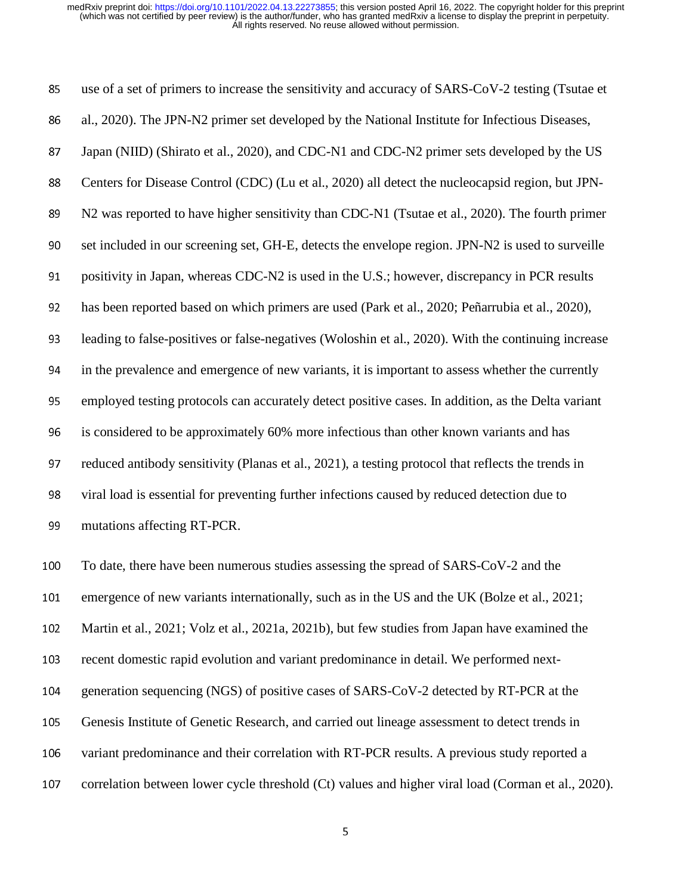use of a set of primers to increase the sensitivity and accuracy of SARS-CoV-2 testing (Tsutae et al., 2020). The JPN-N2 primer set developed by the National Institute for Infectious Diseases, Japan (NIID) (Shirato et al., 2020), and CDC-N1 and CDC-N2 primer sets developed by the US Centers for Disease Control (CDC) (Lu et al., 2020) all detect the nucleocapsid region, but JPN-N2 was reported to have higher sensitivity than CDC-N1 (Tsutae et al., 2020). The fourth primer set included in our screening set, GH-E, detects the envelope region. JPN-N2 is used to surveille positivity in Japan, whereas CDC-N2 is used in the U.S.; however, discrepancy in PCR results has been reported based on which primers are used (Park et al., 2020; Peñarrubia et al., 2020), leading to false-positives or false-negatives (Woloshin et al., 2020). With the continuing increase in the prevalence and emergence of new variants, it is important to assess whether the currently employed testing protocols can accurately detect positive cases. In addition, as the Delta variant is considered to be approximately 60% more infectious than other known variants and has reduced antibody sensitivity (Planas et al., 2021), a testing protocol that reflects the trends in viral load is essential for preventing further infections caused by reduced detection due to mutations affecting RT-PCR.

To date, there have been numerous studies assessing the spread of SARS-CoV-2 and the emergence of new variants internationally, such as in the US and the UK (Bolze et al., 2021; Martin et al., 2021; Volz et al., 2021a, 2021b), but few studies from Japan have examined the recent domestic rapid evolution and variant predominance in detail. We performed next-generation sequencing (NGS) of positive cases of SARS-CoV-2 detected by RT-PCR at the Genesis Institute of Genetic Research, and carried out lineage assessment to detect trends in variant predominance and their correlation with RT-PCR results. A previous study reported a correlation between lower cycle threshold (Ct) values and higher viral load (Corman et al., 2020).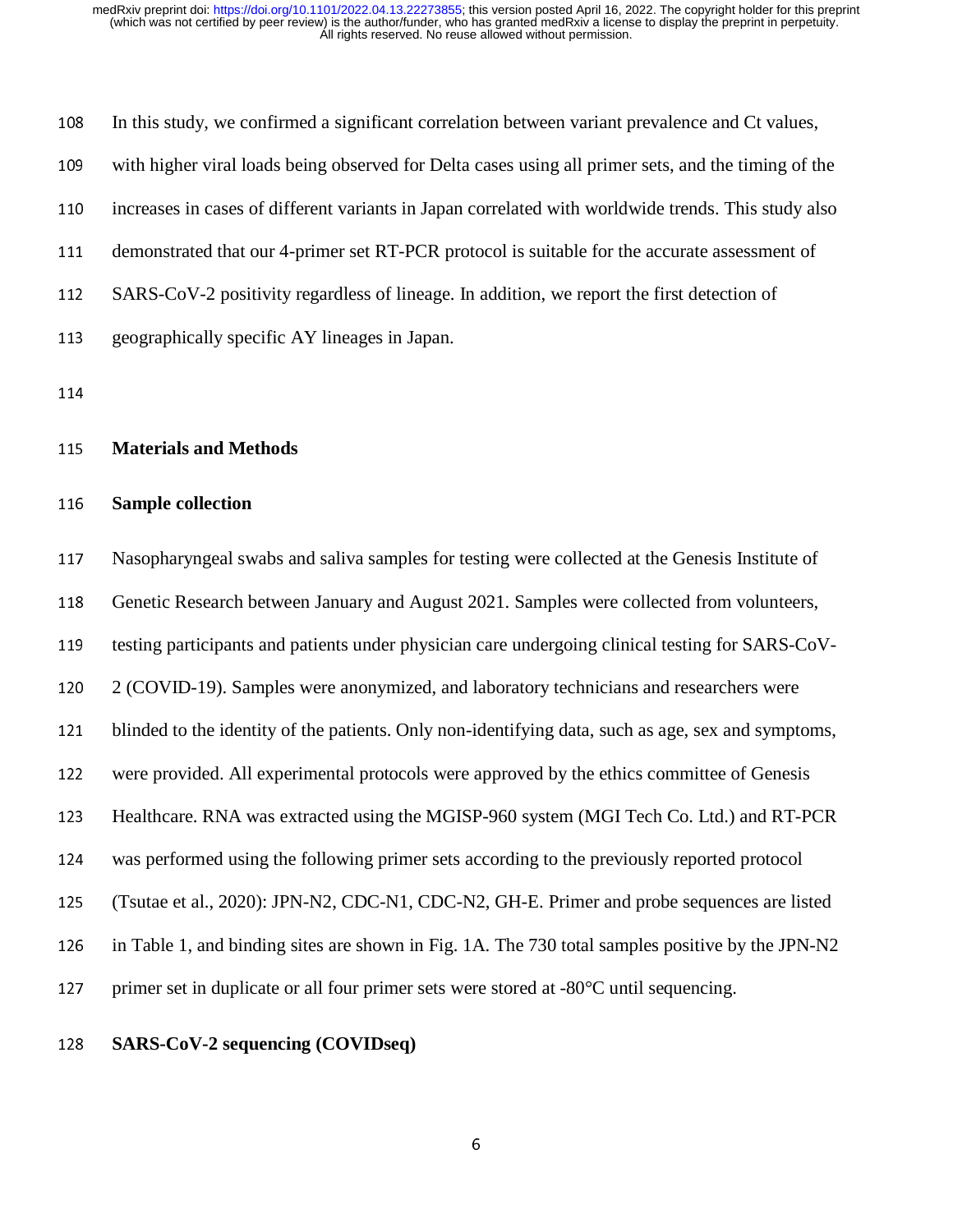In this study, we confirmed a significant correlation between variant prevalence and Ct values, with higher viral loads being observed for Delta cases using all primer sets, and the timing of the increases in cases of different variants in Japan correlated with worldwide trends. This study also demonstrated that our 4-primer set RT-PCR protocol is suitable for the accurate assessment of SARS-CoV-2 positivity regardless of lineage. In addition, we report the first detection of geographically specific AY lineages in Japan.

## Materials and Methods

### Sample collection

Nasopharyngeal swabs and saliva samples for testing were collected at the Genesis Institute of Genetic Research between January and August 2021. Samples were collected from volunteers, testing participants and patients under physician care undergoing clinical testing for SARS-CoV-2 (COVID-19). Samples were anonymized, and laboratory technicians and researchers were blinded to the identity of the patients. Only non-identifying data, such as age, sex and symptoms, were provided. All experimental protocols were approved by the ethics committee of Genesis Healthcare. RNA was extracted using the MGISP-960 system (MGI Tech Co. Ltd.) and RT-PCR was performed using the following primer sets according to the previously reported protocol (Tsutae et al., 2020): JPN-N2, CDC-N1, CDC-N2, GH-E. Primer and probe sequences are listed in Table 1, and binding sites are shown in Fig. 1A. The 730 total samples positive by the JPN-N2 primer set in duplicate or all four primer sets were stored at -80°C until sequencing.

### SARS-CoV-2 sequencing (COVIDseq)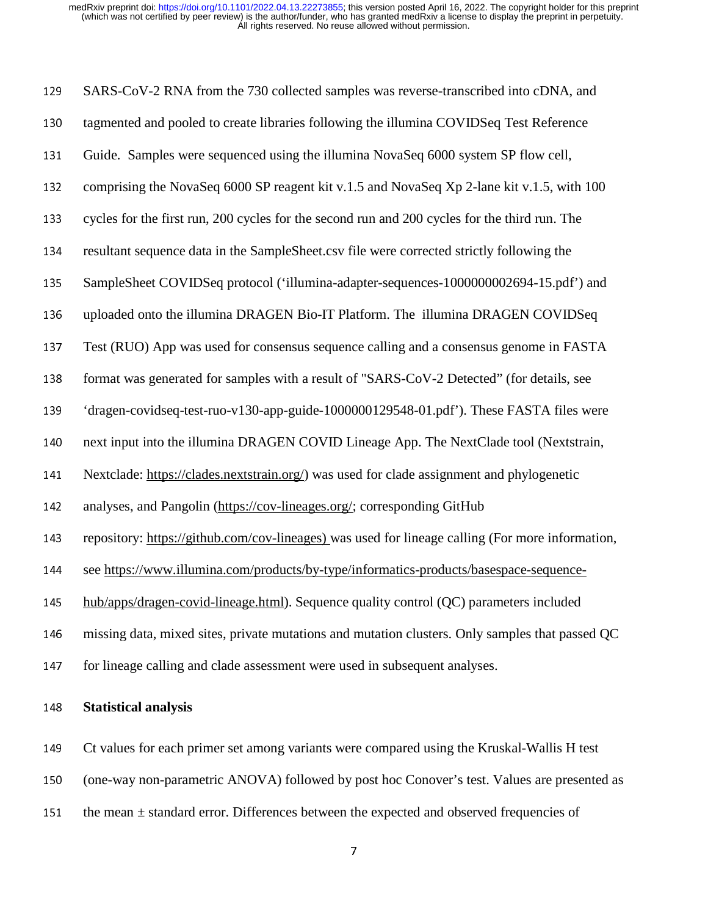SARS-CoV-2 RNA from the 730 collected samples was reverse-transcribed into cDNA, and tagmented and pooled to create libraries following the illumina COVIDSeq Test Reference Guide. Samples were sequenced using the illumina NovaSeq 6000 system SP flow cell, comprising the NovaSeq 6000 SP reagent kit v.1.5 and NovaSeq Xp 2-lane kit v.1.5, with 100 cycles for the first run, 200 cycles for the second run and 200 cycles for the third run. The resultant sequence data in the SampleSheet.csv file were corrected strictly following the SampleSheet COVIDSeq protocol ('illumina-adapter-sequences-1000000002694-15.pdf') and uploaded onto the illumina DRAGEN Bio-IT Platform. The illumina DRAGEN COVIDSeq Test (RUO) App was used for consensus sequence calling and a consensus genome in FASTA format was generated for samples with a result of "SARS-CoV-2 Detected" (for details, see 'dragen-covidseq-test-ruo-v130-app-guide-1000000129548-01.pdf'). These FASTA files were next input into the illumina DRAGEN COVID Lineage App. The NextClade tool (Nextstrain, Nextclade: https://clades.nextstrain.org/) was used for clade assignment and phylogenetic analyses, and Pangolin (https://cov-lineages.org/; corresponding GitHub repository: https://github.com/cov-lineages) was used for lineage calling (For more information, see https://www.illumina.com/products/by-type/informatics-products/basespace-sequence-hub/apps/dragen-covid-lineage.html). Sequence quality control (QC) parameters included missing data, mixed sites, private mutations and mutation clusters. Only samples that passed QC for lineage calling and clade assessment were used in subsequent analyses.

**Statistical analysis**

Ct values for each primer set among variants were compared using the Kruskal-Wallis H test (one-way non-parametric ANOVA) followed by post hoc Conover's test. Values are presented as the mean ± standard error. Differences between the expected and observed frequencies of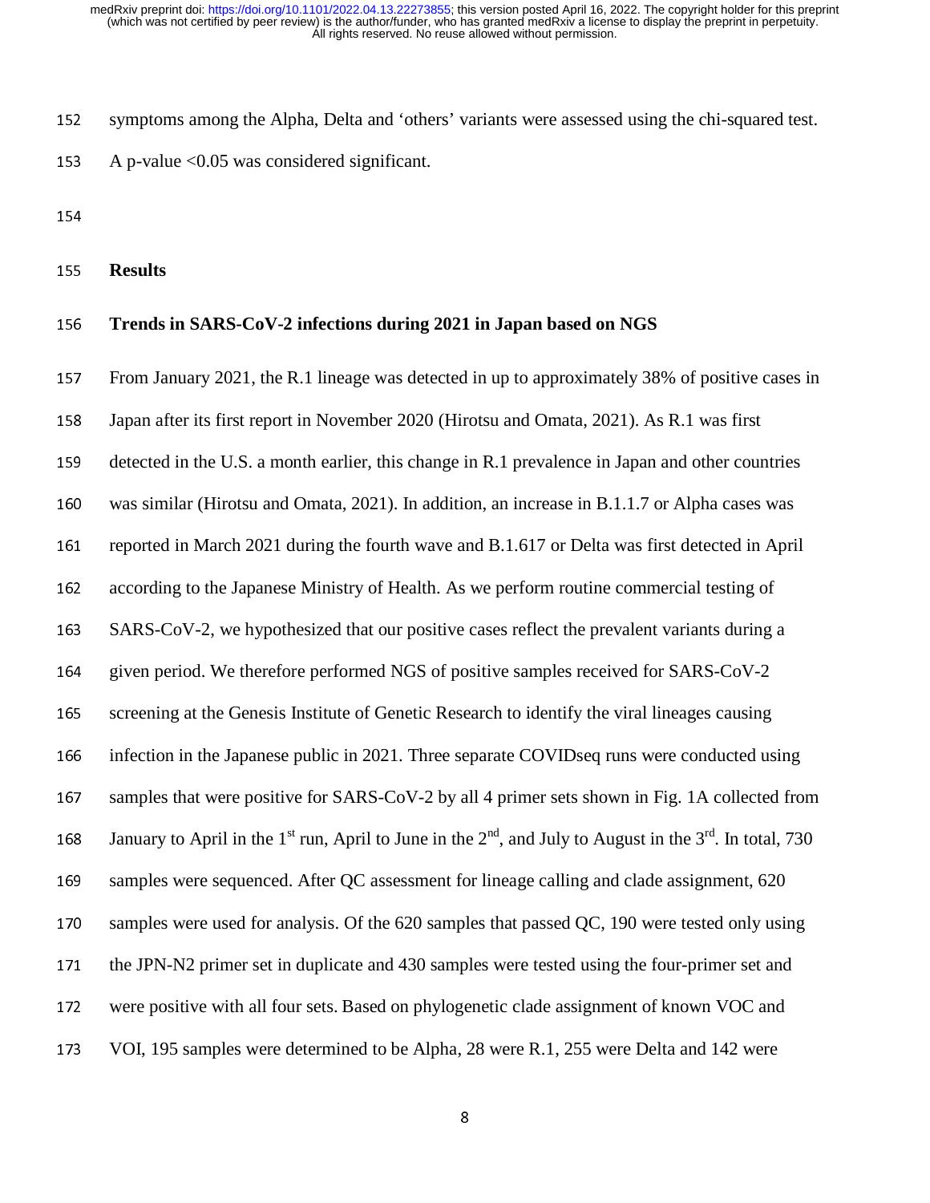symptoms among the Alpha, Delta and 'others' variants were assessed using the chi-squared test. A p-value <0.05 was considered significant.

## Results

### Trends in SARS-CoV-2 infections during 2021 in Japan based on NGS

From January 2021, the R.1 lineage was detected in up to approximately 38% of positive cases in Japan after its first report in November 2020 (Hirotsu and Omata, 2021). As R.1 was first detected in the U.S. a month earlier, this change in R.1 prevalence in Japan and other countries was similar (Hirotsu and Omata, 2021). In addition, an increase in B.1.1.7 or Alpha cases was reported in March 2021 during the fourth wave and B.1.617 or Delta was first detected in April according to the Japanese Ministry of Health. As we perform routine commercial testing of SARS-CoV-2, we hypothesized that our positive cases reflect the prevalent variants during a given period. We therefore performed NGS of positive samples received for SARS-CoV-2 screening at the Genesis Institute of Genetic Research to identify the viral lineages causing infection in the Japanese public in 2021. Three separate COVIDseq runs were conducted using samples that were positive for SARS-CoV-2 by all 4 primer sets shown in Fig. 1A collected from January to April in the 1st run, April to June in the 2nd, and July to August in the 3rd. In total, 730 samples were sequenced. After QC assessment for lineage calling and clade assignment, 620 samples were used for analysis. Of the 620 samples that passed QC, 190 were tested only using the JPN-N2 primer set in duplicate and 430 samples were tested using the four-primer set and were positive with all four sets. Based on phylogenetic clade assignment of known VOC and VOI, 195 samples were determined to be Alpha, 28 were R.1, 255 were Delta and 142 were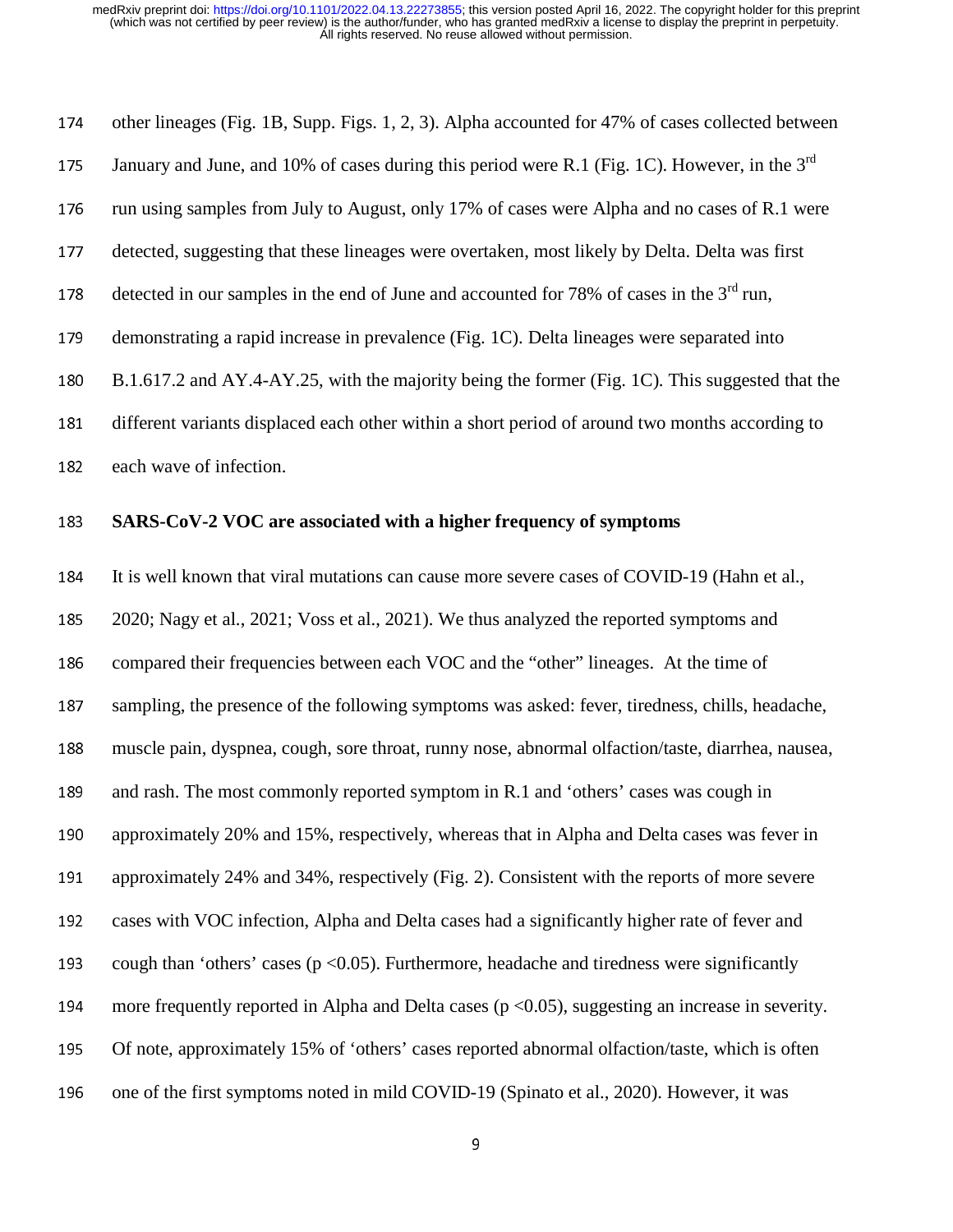other lineages (Fig. 1B, Supp. Figs. 1, 2, 3). Alpha accounted for 47% of cases collected between January and June, and 10% of cases during this period were R.1 (Fig. 1C). However, in the 3rd run using samples from July to August, only 17% of cases were Alpha and no cases of R.1 were detected, suggesting that these lineages were overtaken, most likely by Delta. Delta was first detected in our samples in the end of June and accounted for 78% of cases in the 3rd run, demonstrating a rapid increase in prevalence (Fig. 1C). Delta lineages were separated into B.1.617.2 and AY.4-AY.25, with the majority being the former (Fig. 1C). This suggested that the different variants displaced each other within a short period of around two months according to each wave of infection.

**SARS-CoV-2 VOC are associated with a higher frequency of symptoms**

It is well known that viral mutations can cause more severe cases of COVID-19 (Hahn et al., 2020; Nagy et al., 2021; Voss et al., 2021). We thus analyzed the reported symptoms and compared their frequencies between each VOC and the "other" lineages. At the time of sampling, the presence of the following symptoms was asked: fever, tiredness, chills, headache, muscle pain, dyspnea, cough, sore throat, runny nose, abnormal olfaction/taste, diarrhea, nausea, and rash. The most commonly reported symptom in R.1 and 'others' cases was cough in approximately 20% and 15%, respectively, whereas that in Alpha and Delta cases was fever in approximately 24% and 34%, respectively (Fig. 2). Consistent with the reports of more severe cases with VOC infection, Alpha and Delta cases had a significantly higher rate of fever and cough than 'others' cases ($p < 0.05$). Furthermore, headache and tiredness were significantly more frequently reported in Alpha and Delta cases ($p < 0.05$), suggesting an increase in severity. Of note, approximately 15% of 'others' cases reported abnormal olfaction/taste, which is often one of the first symptoms noted in mild COVID-19 (Spinato et al., 2020). However, it was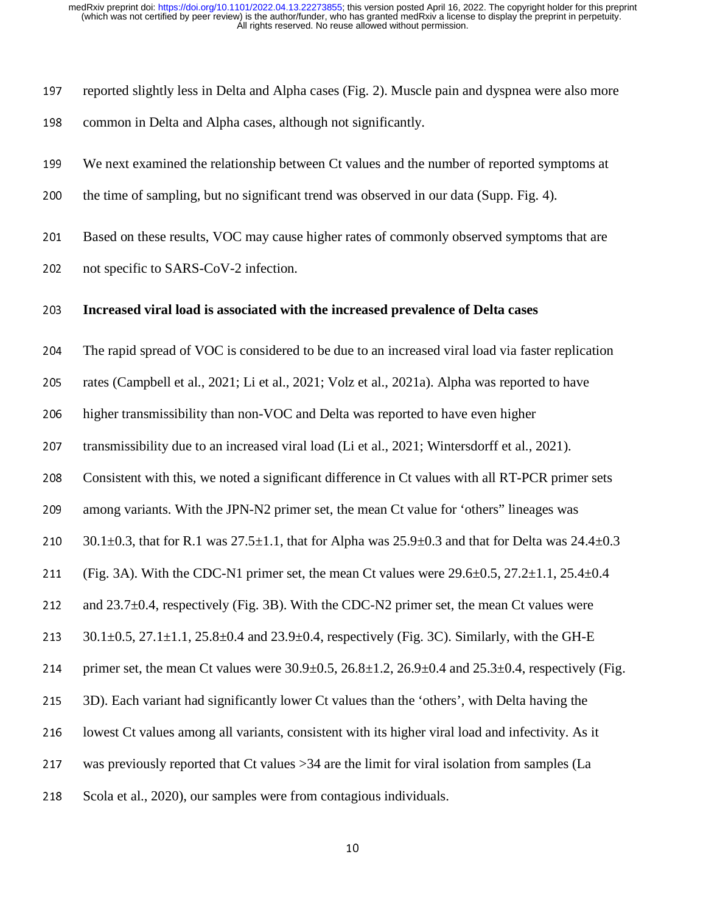reported slightly less in Delta and Alpha cases (Fig. 2). Muscle pain and dyspnea were also more common in Delta and Alpha cases, although not significantly.

We next examined the relationship between Ct values and the number of reported symptoms at the time of sampling, but no significant trend was observed in our data (Supp. Fig. 4).

Based on these results, VOC may cause higher rates of commonly observed symptoms that are not specific to SARS-CoV-2 infection.

**Increased viral load is associated with the increased prevalence of Delta cases**

The rapid spread of VOC is considered to be due to an increased viral load via faster replication rates (Campbell et al., 2021; Li et al., 2021; Volz et al., 2021a). Alpha was reported to have higher transmissibility than non-VOC and Delta was reported to have even higher transmissibility due to an increased viral load (Li et al., 2021; Wintersdorff et al., 2021). Consistent with this, we noted a significant difference in Ct values with all RT-PCR primer sets among variants. With the JPN-N2 primer set, the mean Ct value for 'others" lineages was $30.1 \pm 0.3$, that for R.1 was $27.5 \pm 1.1$, that for Alpha was $25.9 \pm 0.3$ and that for Delta was $24.4 \pm 0.3$ (Fig. 3A). With the CDC-N1 primer set, the mean Ct values were $29.6 \pm 0.5$, $27.2 \pm 1.1$, $25.4 \pm 0.4$ and $23.7 \pm 0.4$, respectively (Fig. 3B). With the CDC-N2 primer set, the mean Ct values were $30.1 \pm 0.5$, $27.1 \pm 1.1$, $25.8 \pm 0.4$ and $23.9 \pm 0.4$, respectively (Fig. 3C). Similarly, with the GH-E primer set, the mean Ct values were $30.9 \pm 0.5$, $26.8 \pm 1.2$, $26.9 \pm 0.4$ and $25.3 \pm 0.4$, respectively (Fig. 3D). Each variant had significantly lower Ct values than the 'others', with Delta having the lowest Ct values among all variants, consistent with its higher viral load and infectivity. As it was previously reported that Ct values >34 are the limit for viral isolation from samples (La Scola et al., 2020), our samples were from contagious individuals.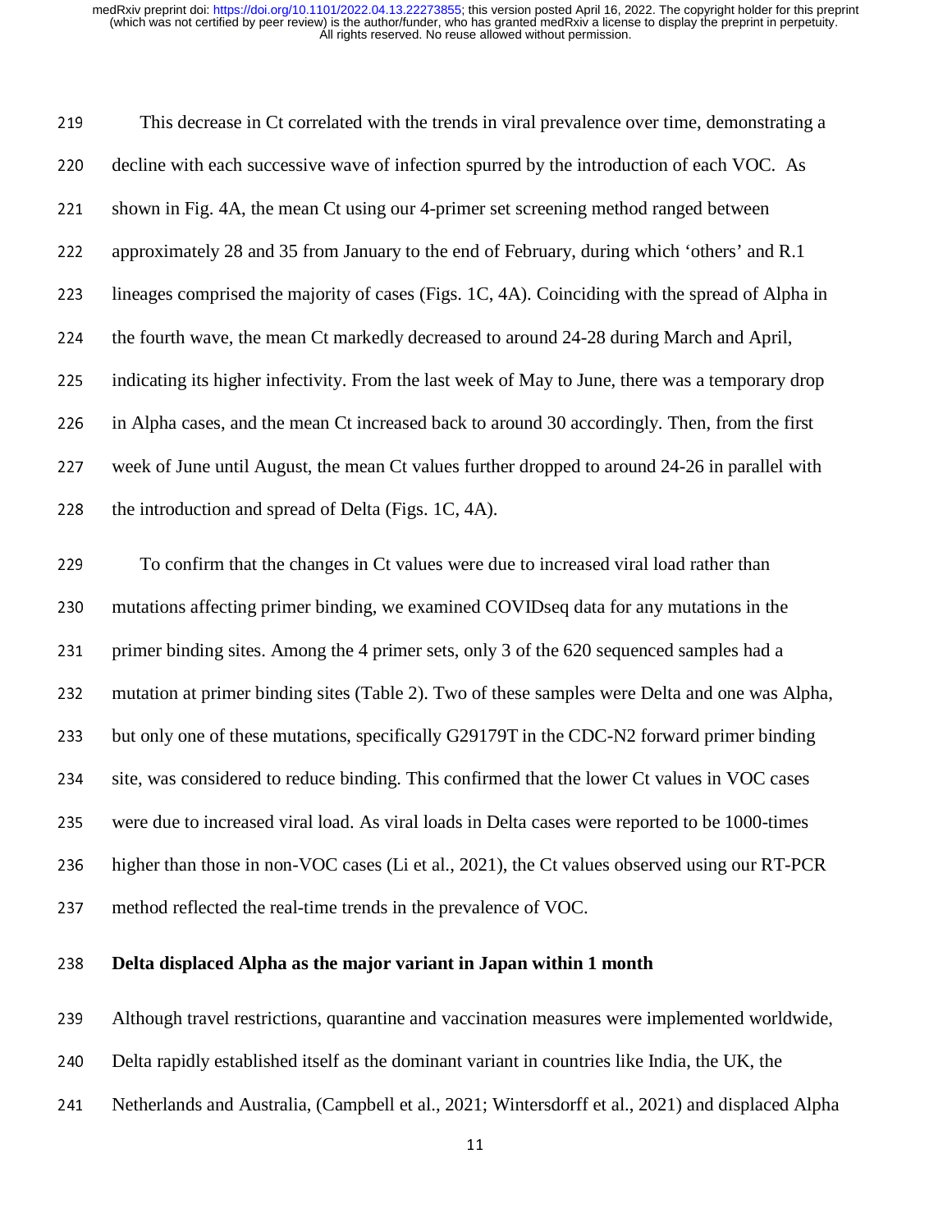This decrease in Ct correlated with the trends in viral prevalence over time, demonstrating a decline with each successive wave of infection spurred by the introduction of each VOC. As shown in Fig. 4A, the mean Ct using our 4-primer set screening method ranged between approximately 28 and 35 from January to the end of February, during which 'others' and R.1 lineages comprised the majority of cases (Figs. 1C, 4A). Coinciding with the spread of Alpha in the fourth wave, the mean Ct markedly decreased to around 24-28 during March and April, indicating its higher infectivity. From the last week of May to June, there was a temporary drop in Alpha cases, and the mean Ct increased back to around 30 accordingly. Then, from the first week of June until August, the mean Ct values further dropped to around 24-26 in parallel with the introduction and spread of Delta (Figs. 1C, 4A).

To confirm that the changes in Ct values were due to increased viral load rather than mutations affecting primer binding, we examined COVIDseq data for any mutations in the primer binding sites. Among the 4 primer sets, only 3 of the 620 sequenced samples had a mutation at primer binding sites (Table 2). Two of these samples were Delta and one was Alpha, but only one of these mutations, specifically G29179T in the CDC-N2 forward primer binding site, was considered to reduce binding. This confirmed that the lower Ct values in VOC cases were due to increased viral load. As viral loads in Delta cases were reported to be 1000-times higher than those in non-VOC cases (Li et al., 2021), the Ct values observed using our RT-PCR method reflected the real-time trends in the prevalence of VOC.

## Delta displaced Alpha as the major variant in Japan within 1 month

Although travel restrictions, quarantine and vaccination measures were implemented worldwide, Delta rapidly established itself as the dominant variant in countries like India, the UK, the Netherlands and Australia, (Campbell et al., 2021; Wintersdorff et al., 2021) and displaced Alpha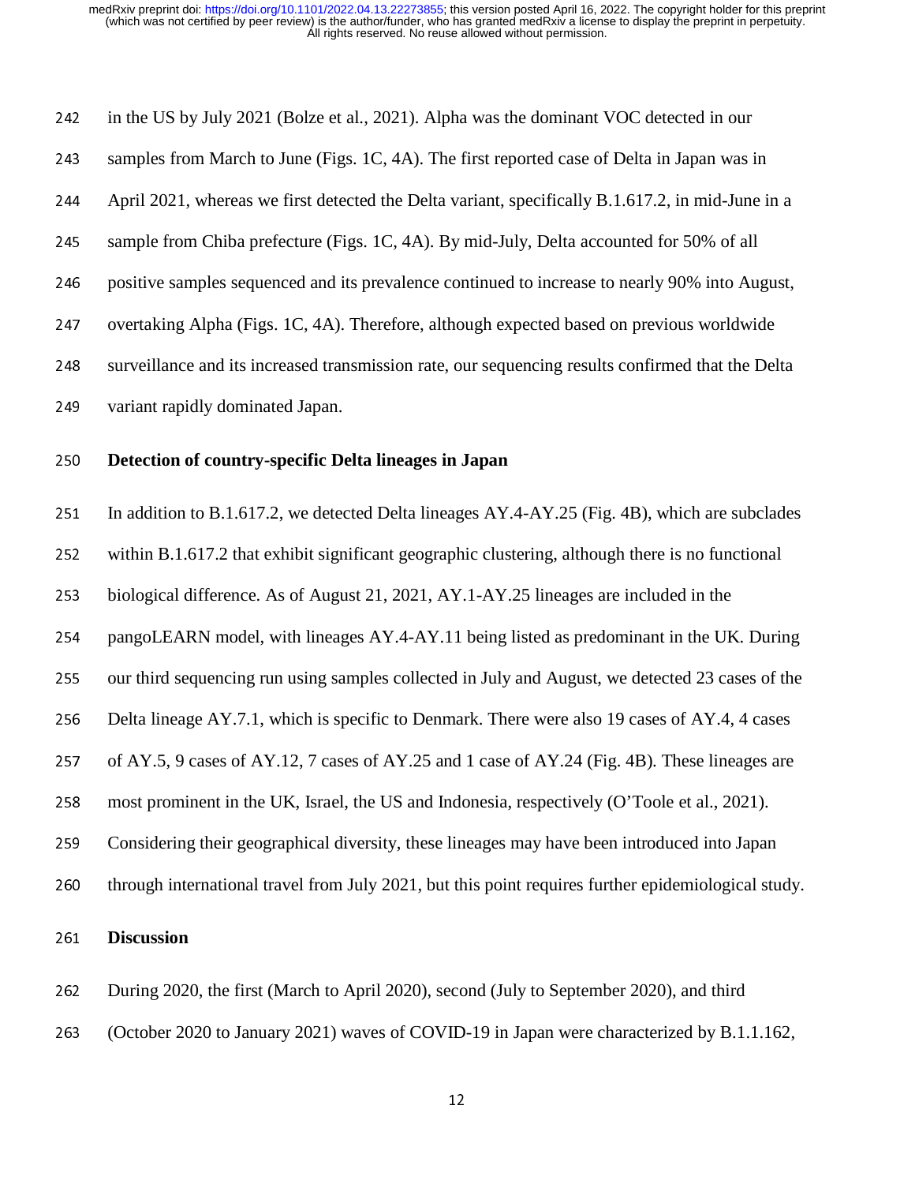in the US by July 2021 (Bolze et al., 2021). Alpha was the dominant VOC detected in our samples from March to June (Figs. 1C, 4A). The first reported case of Delta in Japan was in April 2021, whereas we first detected the Delta variant, specifically B.1.617.2, in mid-June in a sample from Chiba prefecture (Figs. 1C, 4A). By mid-July, Delta accounted for 50% of all positive samples sequenced and its prevalence continued to increase to nearly 90% into August, overtaking Alpha (Figs. 1C, 4A). Therefore, although expected based on previous worldwide surveillance and its increased transmission rate, our sequencing results confirmed that the Delta variant rapidly dominated Japan.

## Detection of country-specific Delta lineages in Japan

In addition to B.1.617.2, we detected Delta lineages AY.4-AY.25 (Fig. 4B), which are subclades within B.1.617.2 that exhibit significant geographic clustering, although there is no functional biological difference. As of August 21, 2021, AY.1-AY.25 lineages are included in the pangoLEARN model, with lineages AY.4-AY.11 being listed as predominant in the UK. During our third sequencing run using samples collected in July and August, we detected 23 cases of the Delta lineage AY.7.1, which is specific to Denmark. There were also 19 cases of AY.4, 4 cases of AY.5, 9 cases of AY.12, 7 cases of AY.25 and 1 case of AY.24 (Fig. 4B). These lineages are most prominent in the UK, Israel, the US and Indonesia, respectively (O'Toole et al., 2021). Considering their geographical diversity, these lineages may have been introduced into Japan through international travel from July 2021, but this point requires further epidemiological study.

# Discussion

During 2020, the first (March to April 2020), second (July to September 2020), and third (October 2020 to January 2021) waves of COVID-19 in Japan were characterized by B.1.1.162,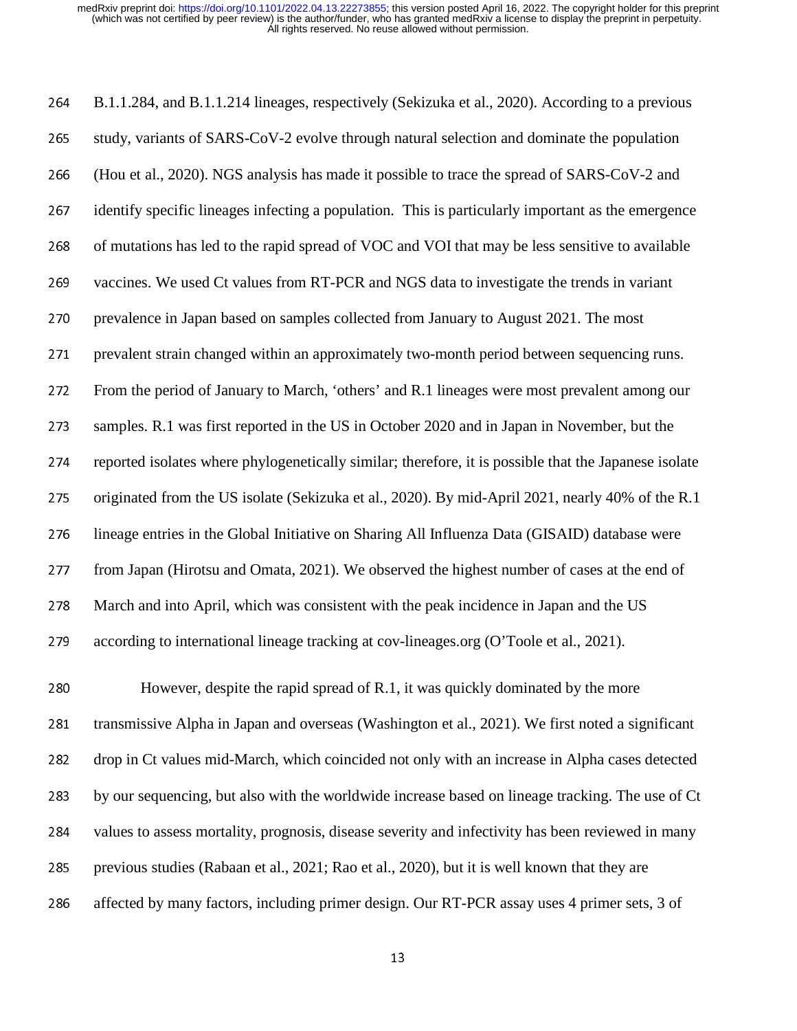B.1.1.284, and B.1.1.214 lineages, respectively (Sekizuka et al., 2020). According to a previous study, variants of SARS-CoV-2 evolve through natural selection and dominate the population (Hou et al., 2020). NGS analysis has made it possible to trace the spread of SARS-CoV-2 and identify specific lineages infecting a population. This is particularly important as the emergence of mutations has led to the rapid spread of VOC and VOI that may be less sensitive to available vaccines. We used Ct values from RT-PCR and NGS data to investigate the trends in variant prevalence in Japan based on samples collected from January to August 2021. The most prevalent strain changed within an approximately two-month period between sequencing runs. From the period of January to March, 'others' and R.1 lineages were most prevalent among our samples. R.1 was first reported in the US in October 2020 and in Japan in November, but the reported isolates where phylogenetically similar; therefore, it is possible that the Japanese isolate originated from the US isolate (Sekizuka et al., 2020). By mid-April 2021, nearly 40% of the R.1 lineage entries in the Global Initiative on Sharing All Influenza Data (GISAID) database were from Japan (Hirotsu and Omata, 2021). We observed the highest number of cases at the end of March and into April, which was consistent with the peak incidence in Japan and the US according to international lineage tracking at cov-lineages.org (O'Toole et al., 2021).

However, despite the rapid spread of R.1, it was quickly dominated by the more transmissive Alpha in Japan and overseas (Washington et al., 2021). We first noted a significant drop in Ct values mid-March, which coincided not only with an increase in Alpha cases detected by our sequencing, but also with the worldwide increase based on lineage tracking. The use of Ct values to assess mortality, prognosis, disease severity and infectivity has been reviewed in many previous studies (Rabaan et al., 2021; Rao et al., 2020), but it is well known that they are affected by many factors, including primer design. Our RT-PCR assay uses 4 primer sets, 3 of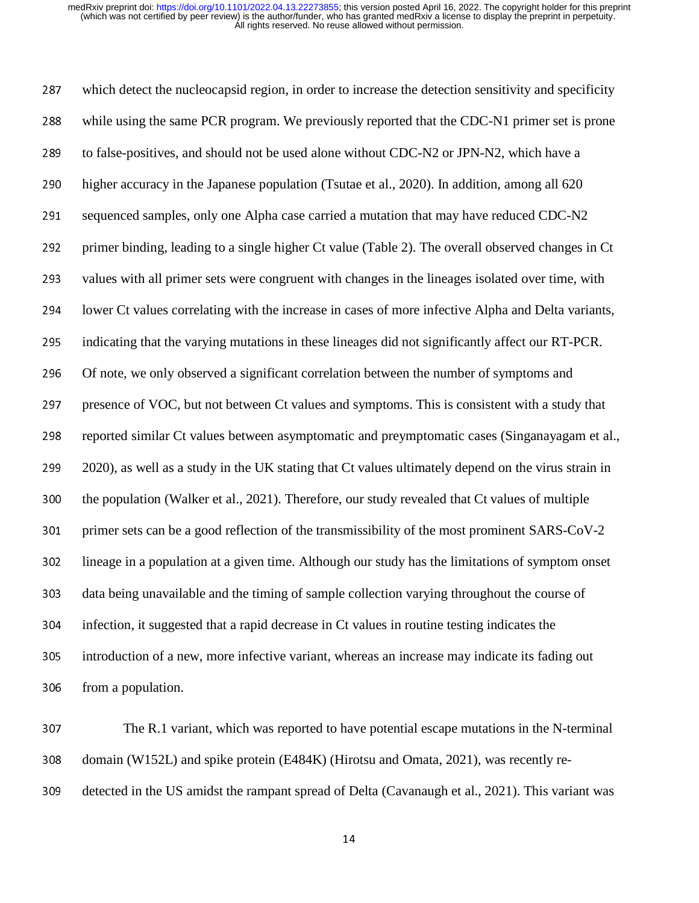which detect the nucleocapsid region, in order to increase the detection sensitivity and specificity while using the same PCR program. We previously reported that the CDC-N1 primer set is prone to false-positives, and should not be used alone without CDC-N2 or JPN-N2, which have a higher accuracy in the Japanese population (Tsutae et al., 2020). In addition, among all 620 sequenced samples, only one Alpha case carried a mutation that may have reduced CDC-N2 primer binding, leading to a single higher Ct value (Table 2). The overall observed changes in Ct values with all primer sets were congruent with changes in the lineages isolated over time, with lower Ct values correlating with the increase in cases of more infective Alpha and Delta variants, indicating that the varying mutations in these lineages did not significantly affect our RT-PCR. Of note, we only observed a significant correlation between the number of symptoms and presence of VOC, but not between Ct values and symptoms. This is consistent with a study that reported similar Ct values between asymptomatic and preymptomatic cases (Singanayagam et al., 2020), as well as a study in the UK stating that Ct values ultimately depend on the virus strain in the population (Walker et al., 2021). Therefore, our study revealed that Ct values of multiple primer sets can be a good reflection of the transmissibility of the most prominent SARS-CoV-2 lineage in a population at a given time. Although our study has the limitations of symptom onset data being unavailable and the timing of sample collection varying throughout the course of infection, it suggested that a rapid decrease in Ct values in routine testing indicates the introduction of a new, more infective variant, whereas an increase may indicate its fading out from a population.

The R.1 variant, which was reported to have potential escape mutations in the N-terminal domain (W152L) and spike protein (E484K) (Hirotsu and Omata, 2021), was recently re-detected in the US amidst the rampant spread of Delta (Cavanaugh et al., 2021). This variant was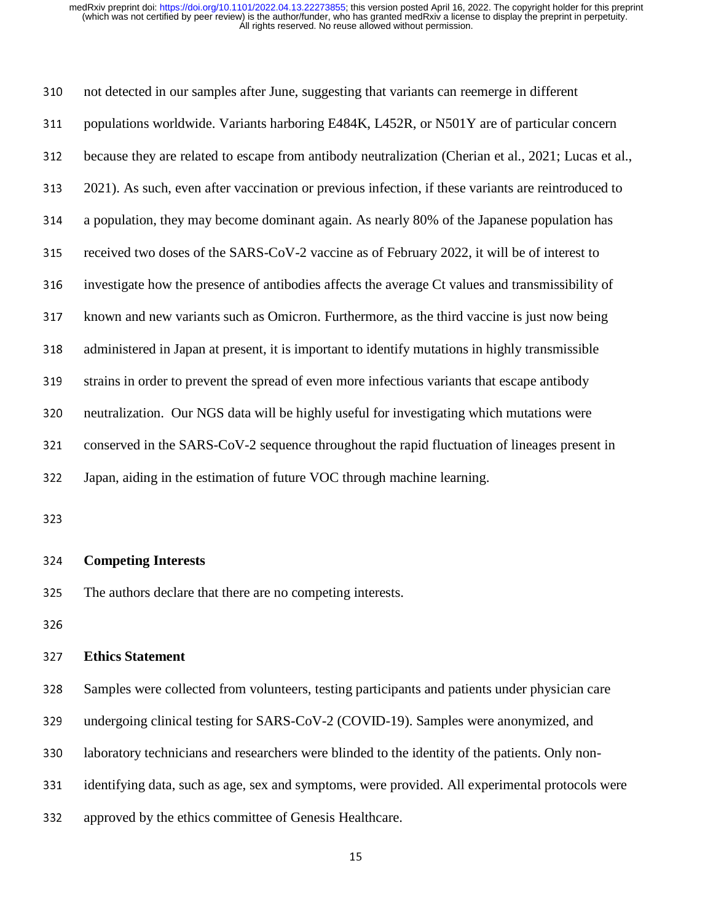not detected in our samples after June, suggesting that variants can reemerge in different populations worldwide. Variants harboring E484K, L452R, or N501Y are of particular concern because they are related to escape from antibody neutralization (Cherian et al., 2021; Lucas et al., 2021). As such, even after vaccination or previous infection, if these variants are reintroduced to a population, they may become dominant again. As nearly 80% of the Japanese population has received two doses of the SARS-CoV-2 vaccine as of February 2022, it will be of interest to investigate how the presence of antibodies affects the average Ct values and transmissibility of known and new variants such as Omicron. Furthermore, as the third vaccine is just now being administered in Japan at present, it is important to identify mutations in highly transmissible strains in order to prevent the spread of even more infectious variants that escape antibody neutralization. Our NGS data will be highly useful for investigating which mutations were conserved in the SARS-CoV-2 sequence throughout the rapid fluctuation of lineages present in Japan, aiding in the estimation of future VOC through machine learning.

## Competing Interests

The authors declare that there are no competing interests.

## Ethics Statement

Samples were collected from volunteers, testing participants and patients under physician care undergoing clinical testing for SARS-CoV-2 (COVID-19). Samples were anonymized, and laboratory technicians and researchers were blinded to the identity of the patients. Only non-identifying data, such as age, sex and symptoms, were provided. All experimental protocols were approved by the ethics committee of Genesis Healthcare.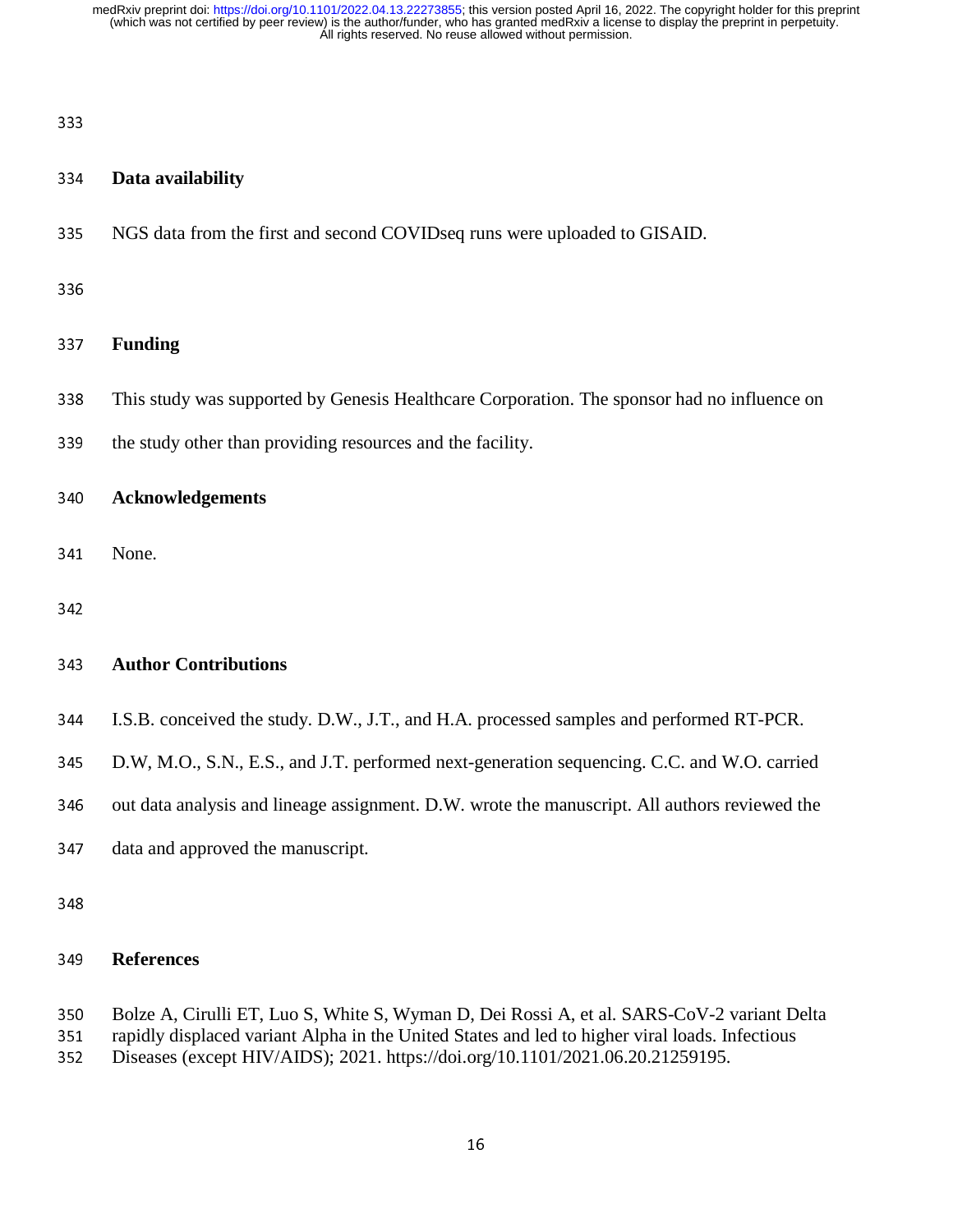## Data availability

NGS data from the first and second COVIDseq runs were uploaded to GISAID.

## Funding

This study was supported by Genesis Healthcare Corporation. The sponsor had no influence on the study other than providing resources and the facility.

## Acknowledgements

None.

## Author Contributions

I.S.B. conceived the study. D.W., J.T., and H.A. processed samples and performed RT-PCR. D.W, M.O., S.N., E.S., and J.T. performed next-generation sequencing. C.C. and W.O. carried out data analysis and lineage assignment. D.W. wrote the manuscript. All authors reviewed the data and approved the manuscript.

## References

Bolze A, Cirulli ET, Luo S, White S, Wyman D, Dei Rossi A, et al. SARS-CoV-2 variant Delta rapidly displaced variant Alpha in the United States and led to higher viral loads. Infectious Diseases (except HIV/AIDS); 2021. https://doi.org/10.1101/2021.06.20.21259195.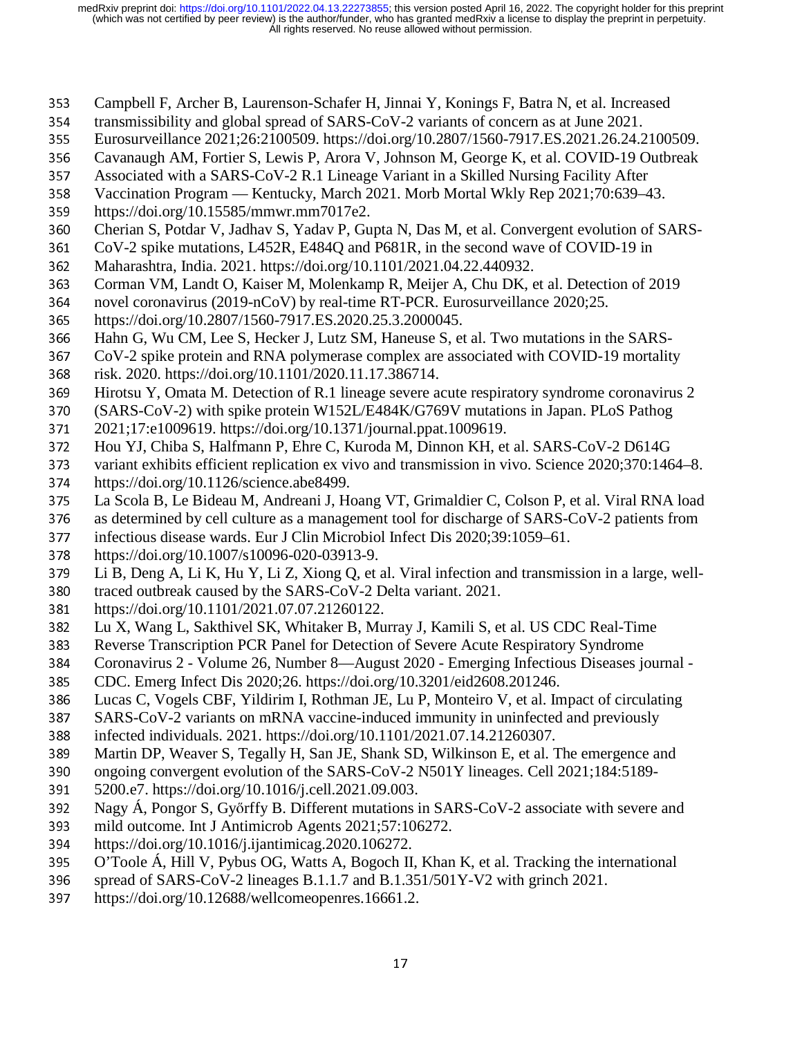Campbell F, Archer B, Laurenson-Schafer H, Jinnai Y, Konings F, Batra N, et al. Increased transmissibility and global spread of SARS-CoV-2 variants of concern as at June 2021. Eurosurveillance 2021;26:2100509. https://doi.org/10.2807/1560-7917.ES.2021.26.24.2100509.

Cavanaugh AM, Fortier S, Lewis P, Arora V, Johnson M, George K, et al. COVID-19 Outbreak Associated with a SARS-CoV-2 R.1 Lineage Variant in a Skilled Nursing Facility After Vaccination Program — Kentucky, March 2021. Morb Mortal Wkly Rep 2021;70:639–43. https://doi.org/10.15585/mmwr.mm7017e2.

Cherian S, Potdar V, Jadhav S, Yadav P, Gupta N, Das M, et al. Convergent evolution of SARS-CoV-2 spike mutations, L452R, E484Q and P681R, in the second wave of COVID-19 in Maharashtra, India. 2021. https://doi.org/10.1101/2021.04.22.440932.

Corman VM, Landt O, Kaiser M, Molenkamp R, Meijer A, Chu DK, et al. Detection of 2019 novel coronavirus (2019-nCoV) by real-time RT-PCR. Eurosurveillance 2020;25. https://doi.org/10.2807/1560-7917.ES.2020.25.3.2000045.

Hahn G, Wu CM, Lee S, Hecker J, Lutz SM, Haneuse S, et al. Two mutations in the SARS-CoV-2 spike protein and RNA polymerase complex are associated with COVID-19 mortality risk. 2020. https://doi.org/10.1101/2020.11.17.386714.

Hirotsu Y, Omata M. Detection of R.1 lineage severe acute respiratory syndrome coronavirus 2 (SARS-CoV-2) with spike protein W152L/E484K/G769V mutations in Japan. PLoS Pathog 2021;17:e1009619. https://doi.org/10.1371/journal.ppat.1009619.

Hou YJ, Chiba S, Halfmann P, Ehre C, Kuroda M, Dinnon KH, et al. SARS-CoV-2 D614G variant exhibits efficient replication ex vivo and transmission in vivo. Science 2020;370:1464–8. https://doi.org/10.1126/science.abe8499.

La Scola B, Le Bideau M, Andreani J, Hoang VT, Grimaldier C, Colson P, et al. Viral RNA load as determined by cell culture as a management tool for discharge of SARS-CoV-2 patients from infectious disease wards. Eur J Clin Microbiol Infect Dis 2020;39:1059–61. https://doi.org/10.1007/s10096-020-03913-9.

Li B, Deng A, Li K, Hu Y, Li Z, Xiong Q, et al. Viral infection and transmission in a large, well-traced outbreak caused by the SARS-CoV-2 Delta variant. 2021. https://doi.org/10.1101/2021.07.07.21260122.

Lu X, Wang L, Sakthivel SK, Whitaker B, Murray J, Kamili S, et al. US CDC Real-Time Reverse Transcription PCR Panel for Detection of Severe Acute Respiratory Syndrome Coronavirus 2 - Volume 26, Number 8—August 2020 - Emerging Infectious Diseases journal - CDC. Emerg Infect Dis 2020;26. https://doi.org/10.3201/eid2608.201246.

Lucas C, Vogels CBF, Yildirim I, Rothman JE, Lu P, Monteiro V, et al. Impact of circulating SARS-CoV-2 variants on mRNA vaccine-induced immunity in uninfected and previously infected individuals. 2021. https://doi.org/10.1101/2021.07.14.21260307.

Martin DP, Weaver S, Tegally H, San JE, Shank SD, Wilkinson E, et al. The emergence and ongoing convergent evolution of the SARS-CoV-2 N501Y lineages. Cell 2021;184:5189-5200.e7. https://doi.org/10.1016/j.cell.2021.09.003.

Nagy Á, Pongor S, Győrffy B. Different mutations in SARS-CoV-2 associate with severe and mild outcome. Int J Antimicrob Agents 2021;57:106272. https://doi.org/10.1016/j.ijantimicag.2020.106272.

O'Toole Á, Hill V, Pybus OG, Watts A, Bogoch II, Khan K, et al. Tracking the international spread of SARS-CoV-2 lineages B.1.1.7 and B.1.351/501Y-V2 with grinch 2021. https://doi.org/10.12688/wellcomeopenres.16661.2.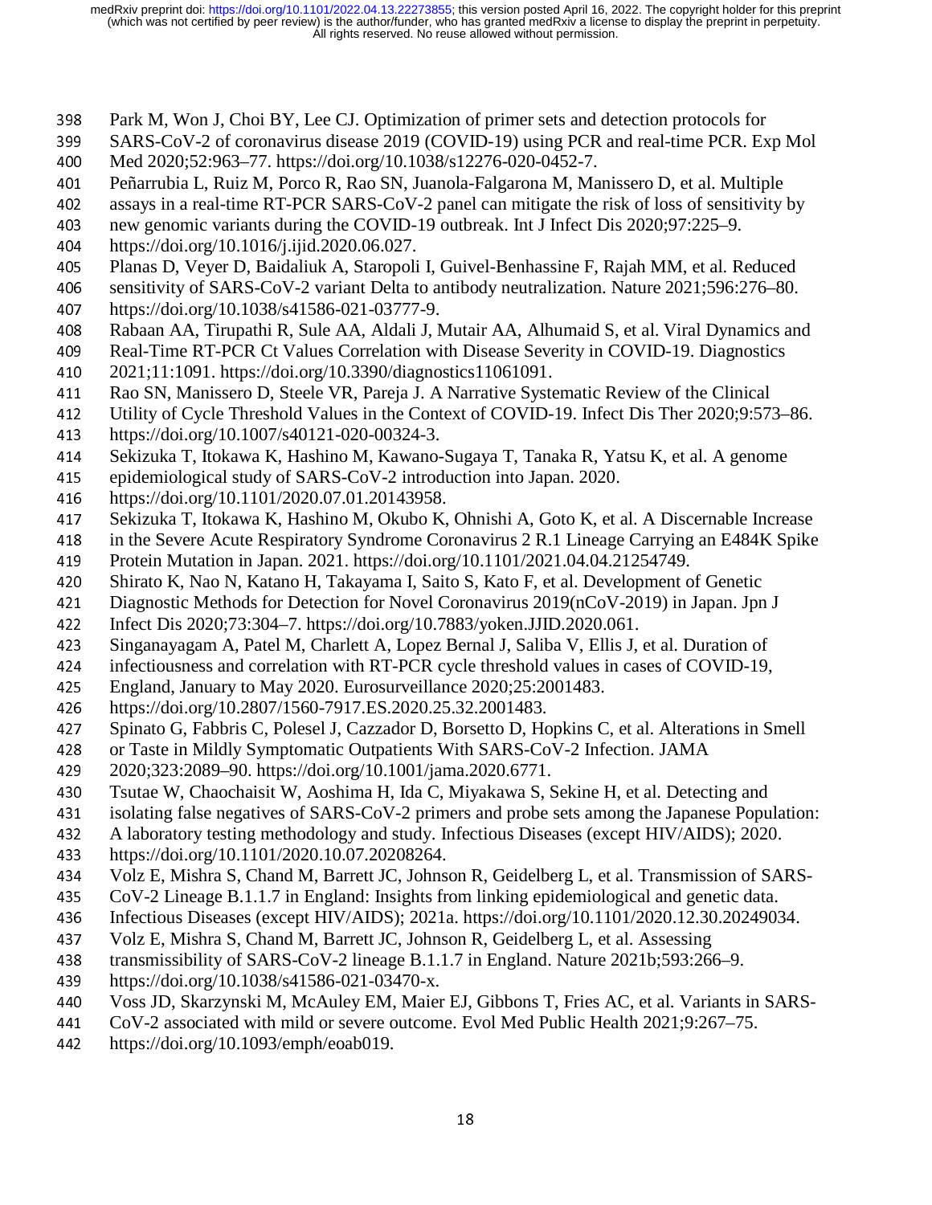Park M, Won J, Choi BY, Lee CJ. Optimization of primer sets and detection protocols for SARS-CoV-2 of coronavirus disease 2019 (COVID-19) using PCR and real-time PCR. Exp Mol Med 2020;52:963–77. https://doi.org/10.1038/s12276-020-0452-7.

Peñarrubia L, Ruiz M, Porco R, Rao SN, Juanola-Falgarona M, Manissero D, et al. Multiple assays in a real-time RT-PCR SARS-CoV-2 panel can mitigate the risk of loss of sensitivity by new genomic variants during the COVID-19 outbreak. Int J Infect Dis 2020;97:225–9. https://doi.org/10.1016/j.ijid.2020.06.027.

Planas D, Veyer D, Baidaliuk A, Staropoli I, Guivel-Benhassine F, Rajah MM, et al. Reduced sensitivity of SARS-CoV-2 variant Delta to antibody neutralization. Nature 2021;596:276–80. https://doi.org/10.1038/s41586-021-03777-9.

Rabaan AA, Tirupathi R, Sule AA, Aldali J, Mutair AA, Alhumaid S, et al. Viral Dynamics and Real-Time RT-PCR Ct Values Correlation with Disease Severity in COVID-19. Diagnostics 2021;11:1091. https://doi.org/10.3390/diagnostics11061091.

Rao SN, Manissero D, Steele VR, Pareja J. A Narrative Systematic Review of the Clinical Utility of Cycle Threshold Values in the Context of COVID-19. Infect Dis Ther 2020;9:573–86. https://doi.org/10.1007/s40121-020-00324-3.

Sekizuka T, Itokawa K, Hashino M, Kawano-Sugaya T, Tanaka R, Yatsu K, et al. A genome epidemiological study of SARS-CoV-2 introduction into Japan. 2020. https://doi.org/10.1101/2020.07.01.20143958.

Sekizuka T, Itokawa K, Hashino M, Okubo K, Ohnishi A, Goto K, et al. A Discernable Increase in the Severe Acute Respiratory Syndrome Coronavirus 2 R.1 Lineage Carrying an E484K Spike Protein Mutation in Japan. 2021. https://doi.org/10.1101/2021.04.04.21254749.

Shirato K, Nao N, Katano H, Takayama I, Saito S, Kato F, et al. Development of Genetic Diagnostic Methods for Detection for Novel Coronavirus 2019(nCoV-2019) in Japan. Jpn J Infect Dis 2020;73:304–7. https://doi.org/10.7883/yoken.JJID.2020.061.

Singanayagam A, Patel M, Charlett A, Lopez Bernal J, Saliba V, Ellis J, et al. Duration of infectiousness and correlation with RT-PCR cycle threshold values in cases of COVID-19, England, January to May 2020. Eurosurveillance 2020;25:2001483. https://doi.org/10.2807/1560-7917.ES.2020.25.32.2001483.

Spinato G, Fabbris C, Polesel J, Cazzador D, Borsetto D, Hopkins C, et al. Alterations in Smell or Taste in Mildly Symptomatic Outpatients With SARS-CoV-2 Infection. JAMA 2020;323:2089–90. https://doi.org/10.1001/jama.2020.6771.

Tsutae W, Chaochaisit W, Aoshima H, Ida C, Miyakawa S, Sekine H, et al. Detecting and isolating false negatives of SARS-CoV-2 primers and probe sets among the Japanese Population: A laboratory testing methodology and study. Infectious Diseases (except HIV/AIDS); 2020. https://doi.org/10.1101/2020.10.07.20208264.

Volz E, Mishra S, Chand M, Barrett JC, Johnson R, Geidelberg L, et al. Transmission of SARS-CoV-2 Lineage B.1.1.7 in England: Insights from linking epidemiological and genetic data. Infectious Diseases (except HIV/AIDS); 2021a. https://doi.org/10.1101/2020.12.30.20249034.

Volz E, Mishra S, Chand M, Barrett JC, Johnson R, Geidelberg L, et al. Assessing transmissibility of SARS-CoV-2 lineage B.1.1.7 in England. Nature 2021b;593:266–9. https://doi.org/10.1038/s41586-021-03470-x.

Voss JD, Skarzynski M, McAuley EM, Maier EJ, Gibbons T, Fries AC, et al. Variants in SARS-CoV-2 associated with mild or severe outcome. Evol Med Public Health 2021;9:267–75. https://doi.org/10.1093/emph/eoab019.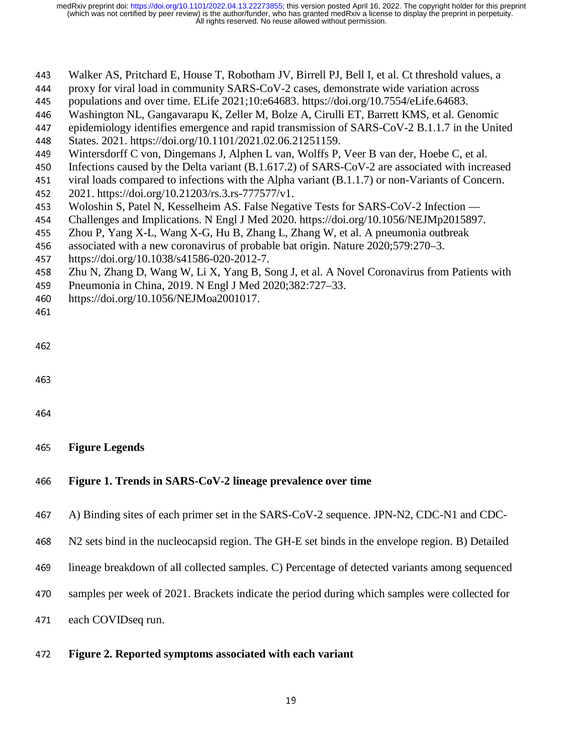Walker AS, Pritchard E, House T, Robotham JV, Birrell PJ, Bell I, et al. Ct threshold values, a proxy for viral load in community SARS-CoV-2 cases, demonstrate wide variation across populations and over time. ELife 2021;10:e64683. https://doi.org/10.7554/eLife.64683.

Washington NL, Gangavarapu K, Zeller M, Bolze A, Cirulli ET, Barrett KMS, et al. Genomic epidemiology identifies emergence and rapid transmission of SARS-CoV-2 B.1.1.7 in the United States. 2021. https://doi.org/10.1101/2021.02.06.21251159.

Wintersdorff C von, Dingemans J, Alphen L van, Wolffs P, Veer B van der, Hoebe C, et al. Infections caused by the Delta variant (B.1.617.2) of SARS-CoV-2 are associated with increased viral loads compared to infections with the Alpha variant (B.1.1.7) or non-Variants of Concern. 2021. https://doi.org/10.21203/rs.3.rs-777577/v1.

Woloshin S, Patel N, Kesselheim AS. False Negative Tests for SARS-CoV-2 Infection — Challenges and Implications. N Engl J Med 2020. https://doi.org/10.1056/NEJMp2015897.

Zhou P, Yang X-L, Wang X-G, Hu B, Zhang L, Zhang W, et al. A pneumonia outbreak associated with a new coronavirus of probable bat origin. Nature 2020;579:270–3. https://doi.org/10.1038/s41586-020-2012-7.

Zhu N, Zhang D, Wang W, Li X, Yang B, Song J, et al. A Novel Coronavirus from Patients with Pneumonia in China, 2019. N Engl J Med 2020;382:727–33. https://doi.org/10.1056/NEJMoa2001017.

## Figure Legends

**Figure 1. Trends in SARS-CoV-2 lineage prevalence over time**

A) Binding sites of each primer set in the SARS-CoV-2 sequence. JPN-N2, CDC-N1 and CDC-N2 sets bind in the nucleocapsid region. The GH-E set binds in the envelope region. B) Detailed lineage breakdown of all collected samples. C) Percentage of detected variants among sequenced samples per week of 2021. Brackets indicate the period during which samples were collected for each COVIDseq run.

**Figure 2. Reported symptoms associated with each variant**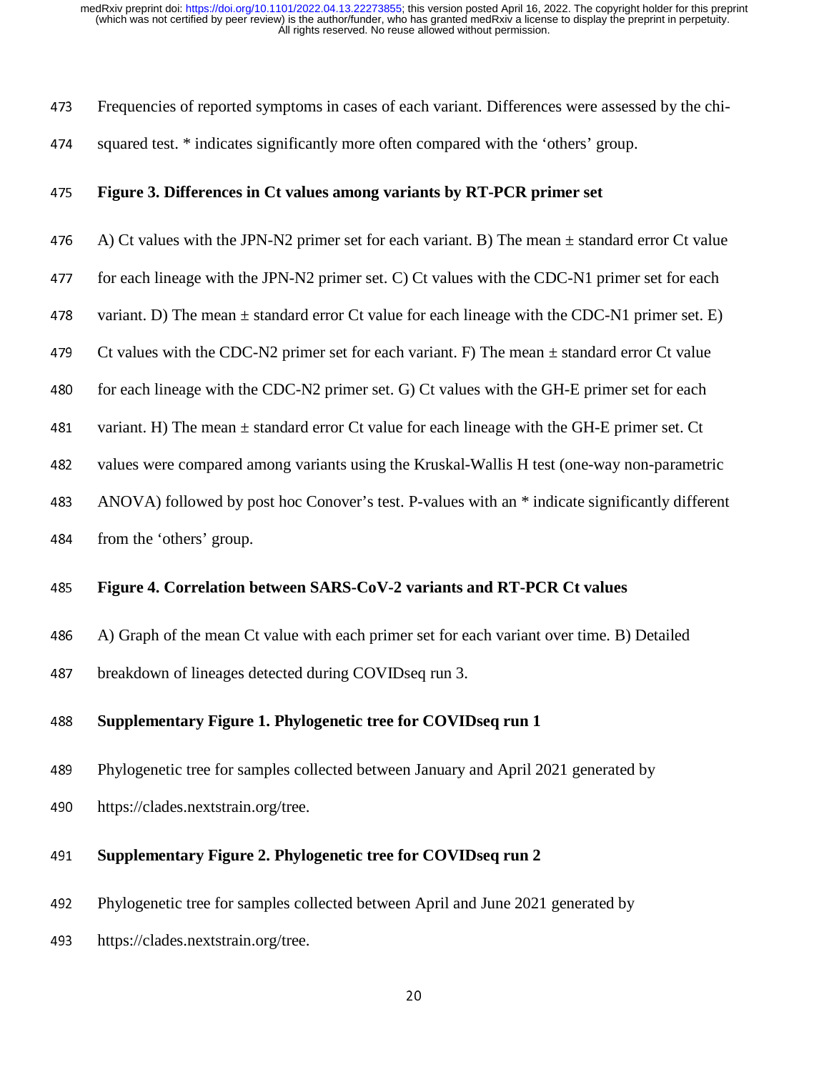Frequencies of reported symptoms in cases of each variant. Differences were assessed by the chi-squared test. * indicates significantly more often compared with the 'others' group.

**Figure 3. Differences in Ct values among variants by RT-PCR primer set**

A) Ct values with the JPN-N2 primer set for each variant. B) The mean ± standard error Ct value for each lineage with the JPN-N2 primer set. C) Ct values with the CDC-N1 primer set for each variant. D) The mean ± standard error Ct value for each lineage with the CDC-N1 primer set. E) Ct values with the CDC-N2 primer set for each variant. F) The mean ± standard error Ct value for each lineage with the CDC-N2 primer set. G) Ct values with the GH-E primer set for each variant. H) The mean ± standard error Ct value for each lineage with the GH-E primer set. Ct values were compared among variants using the Kruskal-Wallis H test (one-way non-parametric ANOVA) followed by post hoc Conover's test. P-values with an * indicate significantly different from the 'others' group.

**Figure 4. Correlation between SARS-CoV-2 variants and RT-PCR Ct values**

A) Graph of the mean Ct value with each primer set for each variant over time. B) Detailed breakdown of lineages detected during COVIDseq run 3.

**Supplementary Figure 1. Phylogenetic tree for COVIDseq run 1**

Phylogenetic tree for samples collected between January and April 2021 generated by https://clades.nextstrain.org/tree.

**Supplementary Figure 2. Phylogenetic tree for COVIDseq run 2**

Phylogenetic tree for samples collected between April and June 2021 generated by https://clades.nextstrain.org/tree.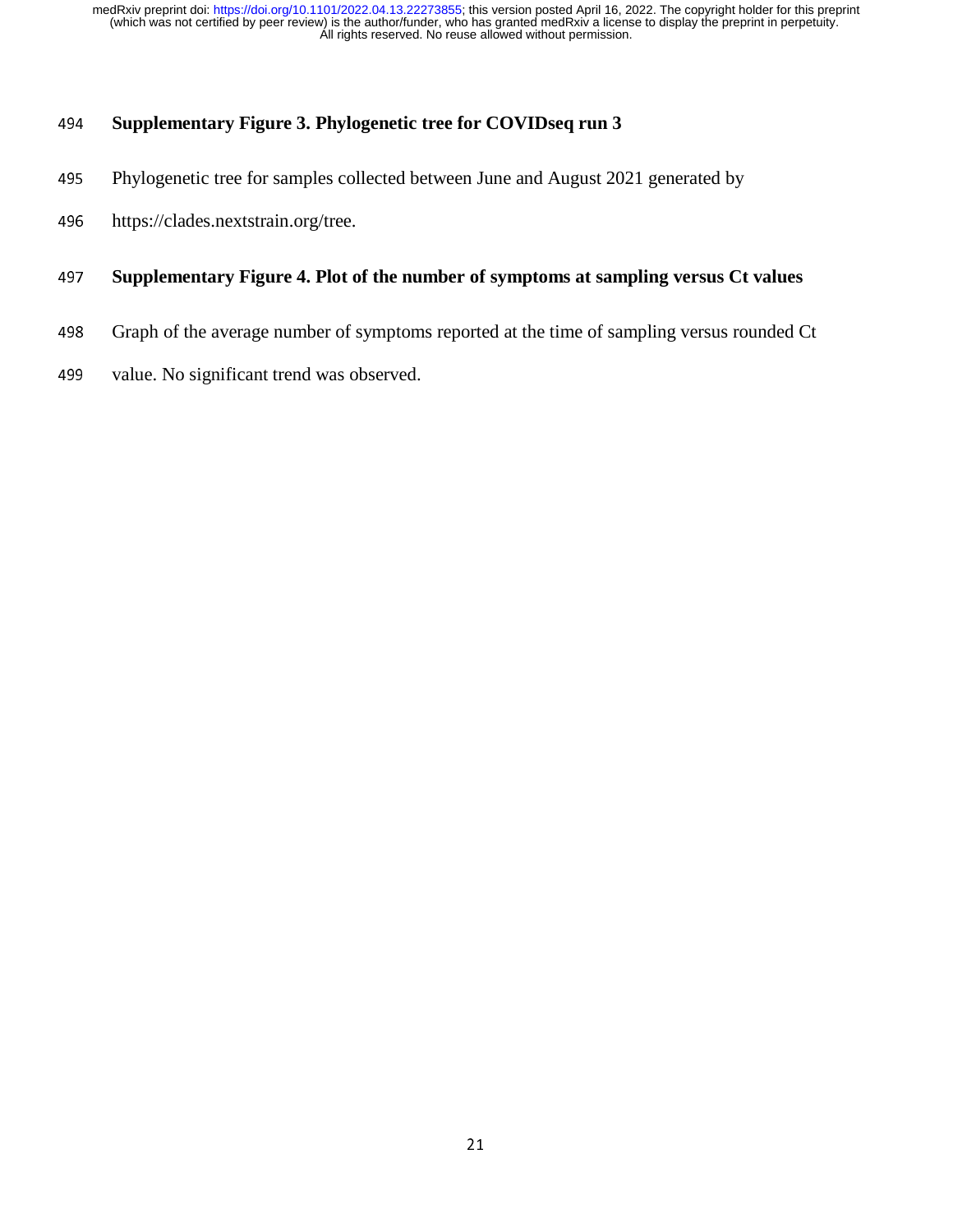**Supplementary Figure 3. Phylogenetic tree for COVIDseq run 3**

Phylogenetic tree for samples collected between June and August 2021 generated by https://clades.nextstrain.org/tree.

**Supplementary Figure 4. Plot of the number of symptoms at sampling versus Ct values**

Graph of the average number of symptoms reported at the time of sampling versus rounded Ct value. No significant trend was observed.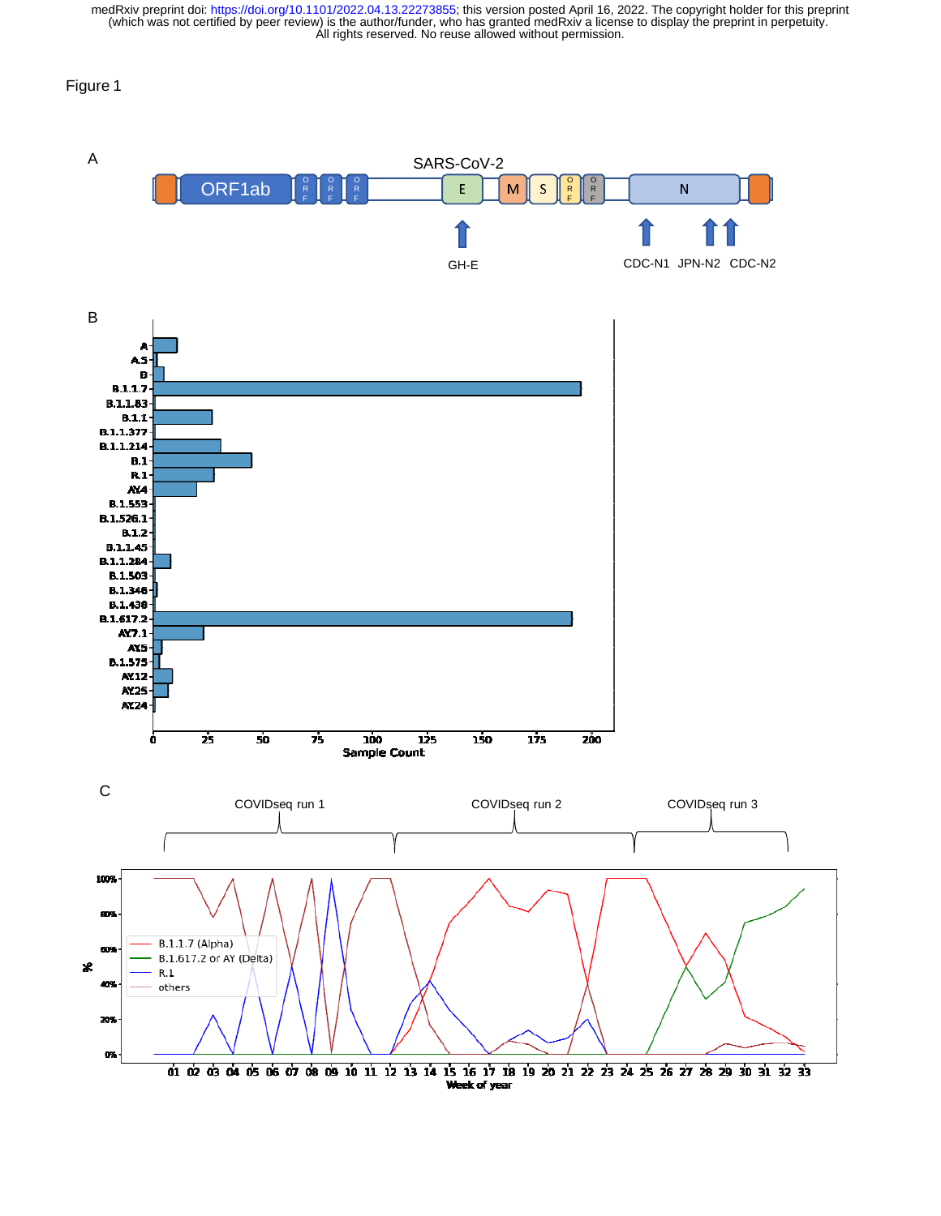Figure 1

A

SARS-CoV-2

ORF1ab, ORF, ORF, ORF, E, M, S, ORF, ORF, N

GH-E, CDC-N1, JPN-N2, CDC-N2

B

C

COVIDseq run 1, COVIDseq run 2, COVIDseq run 3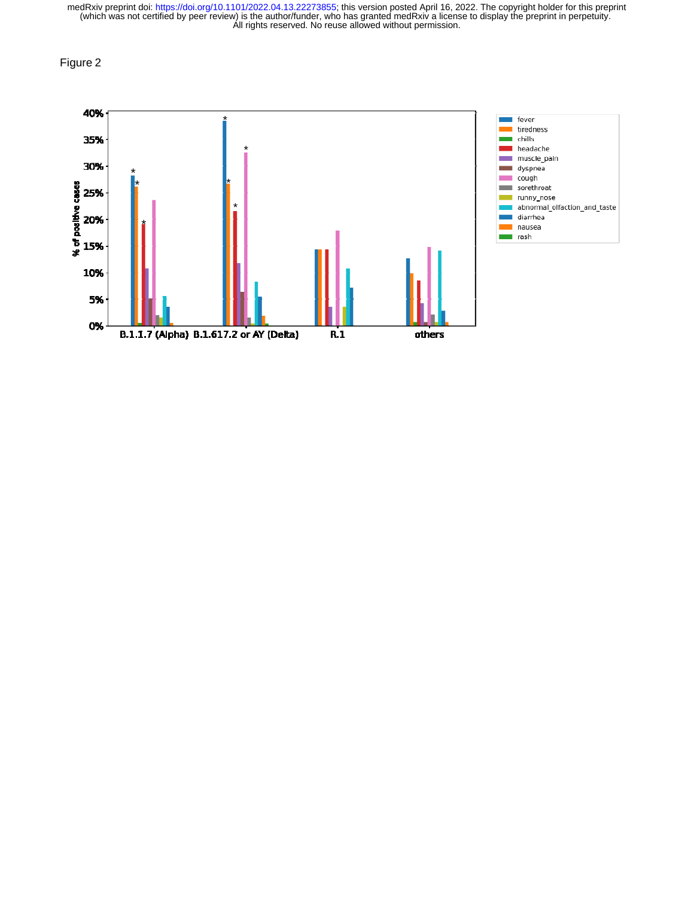Figure 2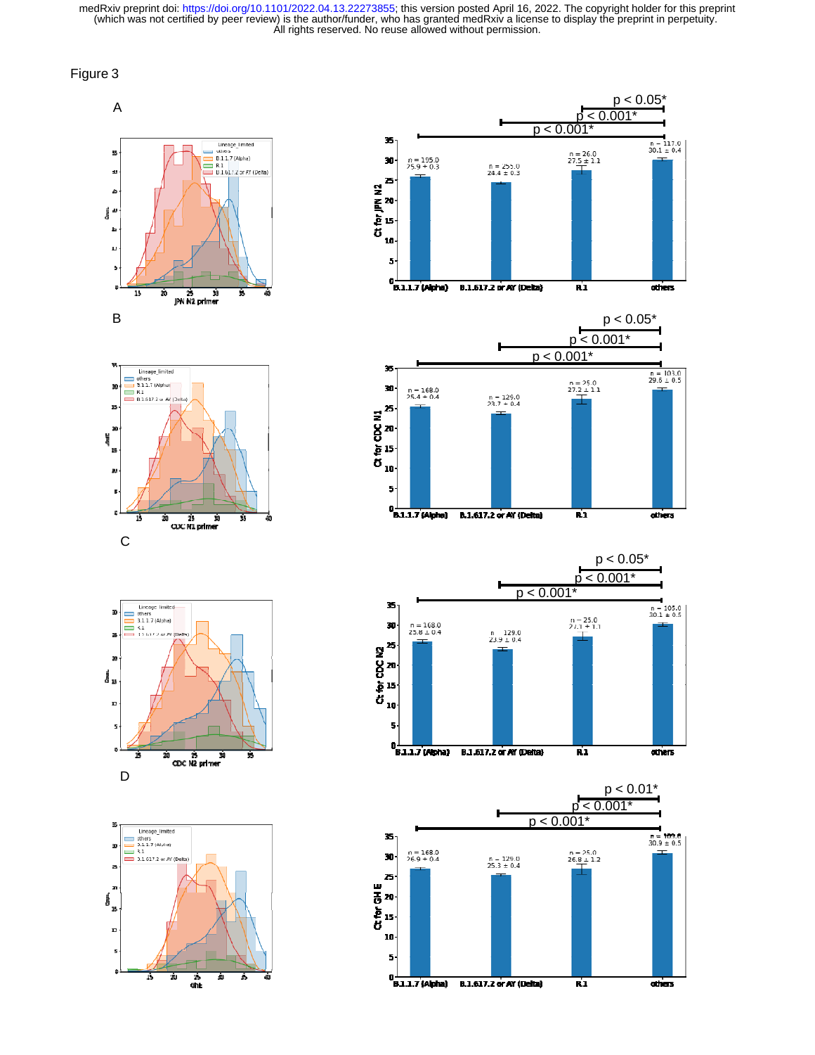Figure 3

A

B

C

D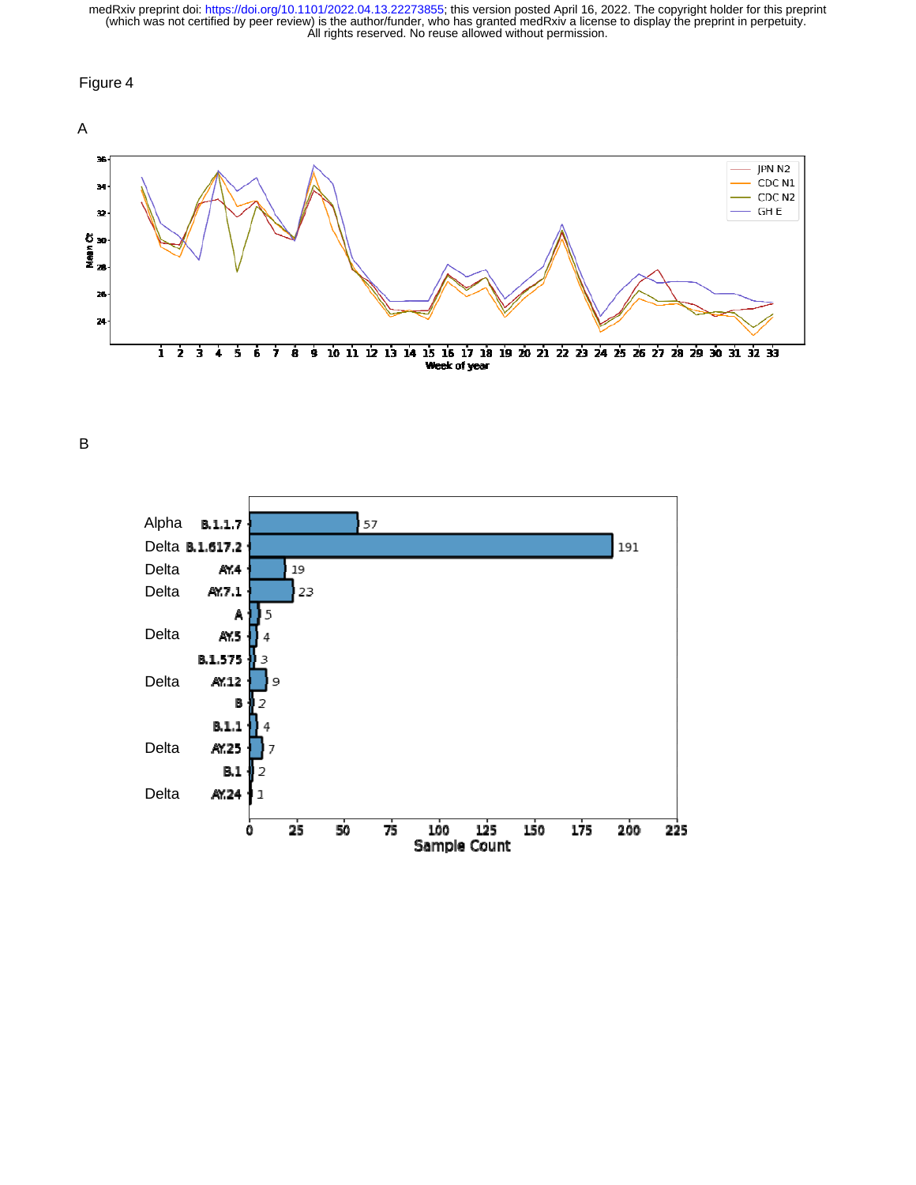Figure 4

A

B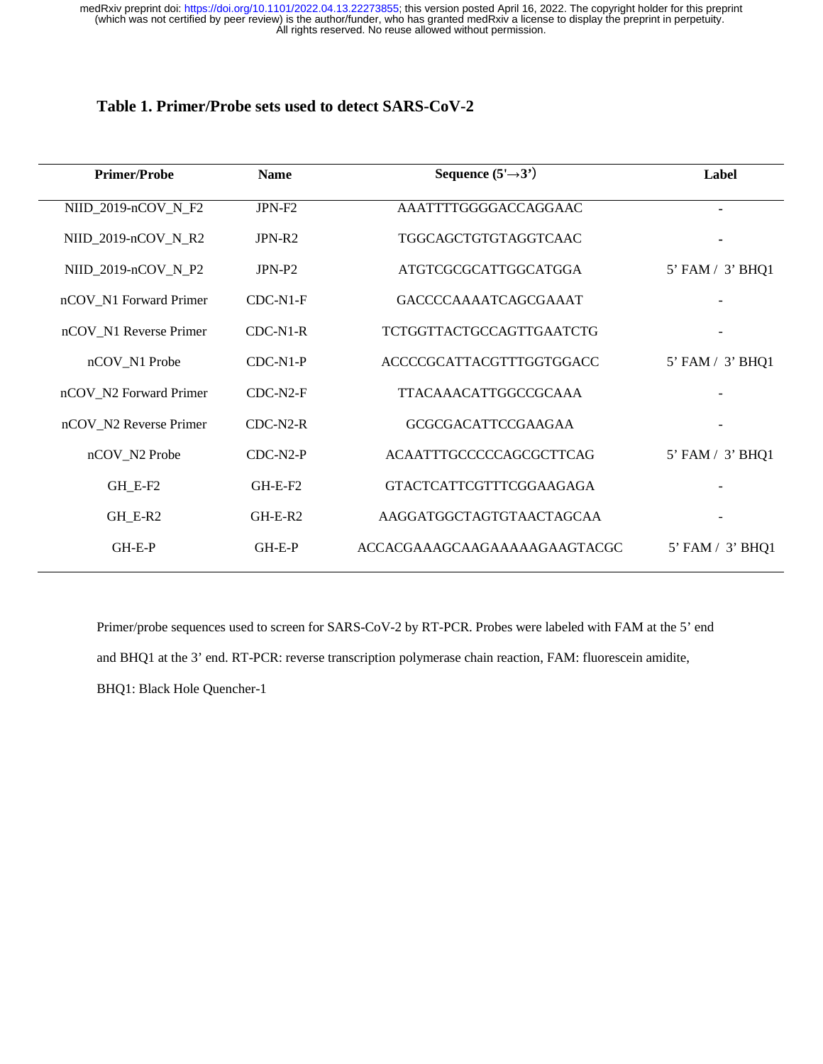**Table 1. Primer/Probe sets used to detect SARS-CoV-2**

| Primer/Probe | Name | Sequence (5'→3') | Label |
|---|---|---|---|
| NIID_2019-nCOV_N_F2 | JPN-F2 | AAATTTTGGGGACCAGGAAC | - |
| NIID_2019-nCOV_N_R2 | JPN-R2 | TGGCAGCTGTGTAGGTCAAC | - |
| NIID_2019-nCOV_N_P2 | JPN-P2 | ATGTCGCGCATTGGCATGGA | 5' FAM / 3' BHQ1 |
| nCOV_N1 Forward Primer | CDC-N1-F | GACCCCAAAATCAGCGAAAT | - |
| nCOV_N1 Reverse Primer | CDC-N1-R | TCTGGTTACTGCCAGTTGAATCTG | - |
| nCOV_N1 Probe | CDC-N1-P | ACCCCGCATTACGTTTGGTGGACC | 5' FAM / 3' BHQ1 |
| nCOV_N2 Forward Primer | CDC-N2-F | TTACAAACATTGGCCGCAAA | - |
| nCOV_N2 Reverse Primer | CDC-N2-R | GCGCGACATTCCGAAGAA | - |
| nCOV_N2 Probe | CDC-N2-P | ACAATTTGCCCCCAGCGCTTCAG | 5' FAM / 3' BHQ1 |
| GH_E-F2 | GH-E-F2 | GTACTCATTCGTTTCGGAAGAGA | - |
| GH_E-R2 | GH-E-R2 | AAGGATGGCTAGTGTAACTAGCAA | - |
| GH-E-P | GH-E-P | ACCACGAAAGCAAGAAAAAGAAGTACGC | 5' FAM / 3' BHQ1 |

Primer/probe sequences used to screen for SARS-CoV-2 by RT-PCR. Probes were labeled with FAM at the 5' end and BHQ1 at the 3' end. RT-PCR: reverse transcription polymerase chain reaction, FAM: fluorescein amidite, BHQ1: Black Hole Quencher-1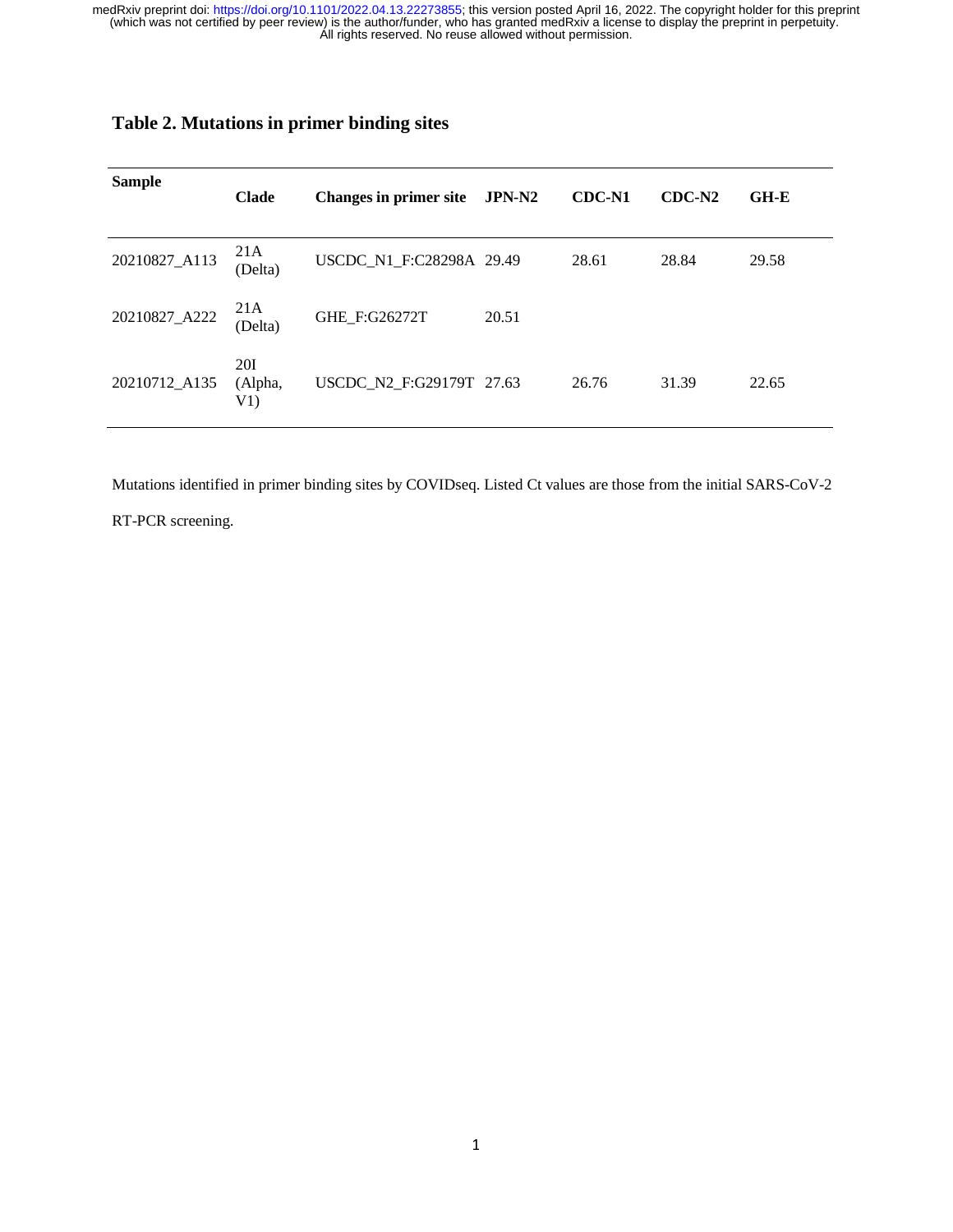## Table 2. Mutations in primer binding sites

| Sample | Clade | Changes in primer site | JPN-N2 | CDC-N1 | CDC-N2 | GH-E |
|---|---|---|---|---|---|---|
| 20210827_A113 | 21A (Delta) | USCDC_N1_F:C28298A | 29.49 | 28.61 | 28.84 | 29.58 |
| 20210827_A222 | 21A (Delta) | GHE_F:G26272T | 20.51 | | | |
| 20210712_A135 | 20I (Alpha, V1) | USCDC_N2_F:G29179T | 27.63 | 26.76 | 31.39 | 22.65 |

Mutations identified in primer binding sites by COVIDseq. Listed Ct values are those from the initial SARS-CoV-2 RT-PCR screening.